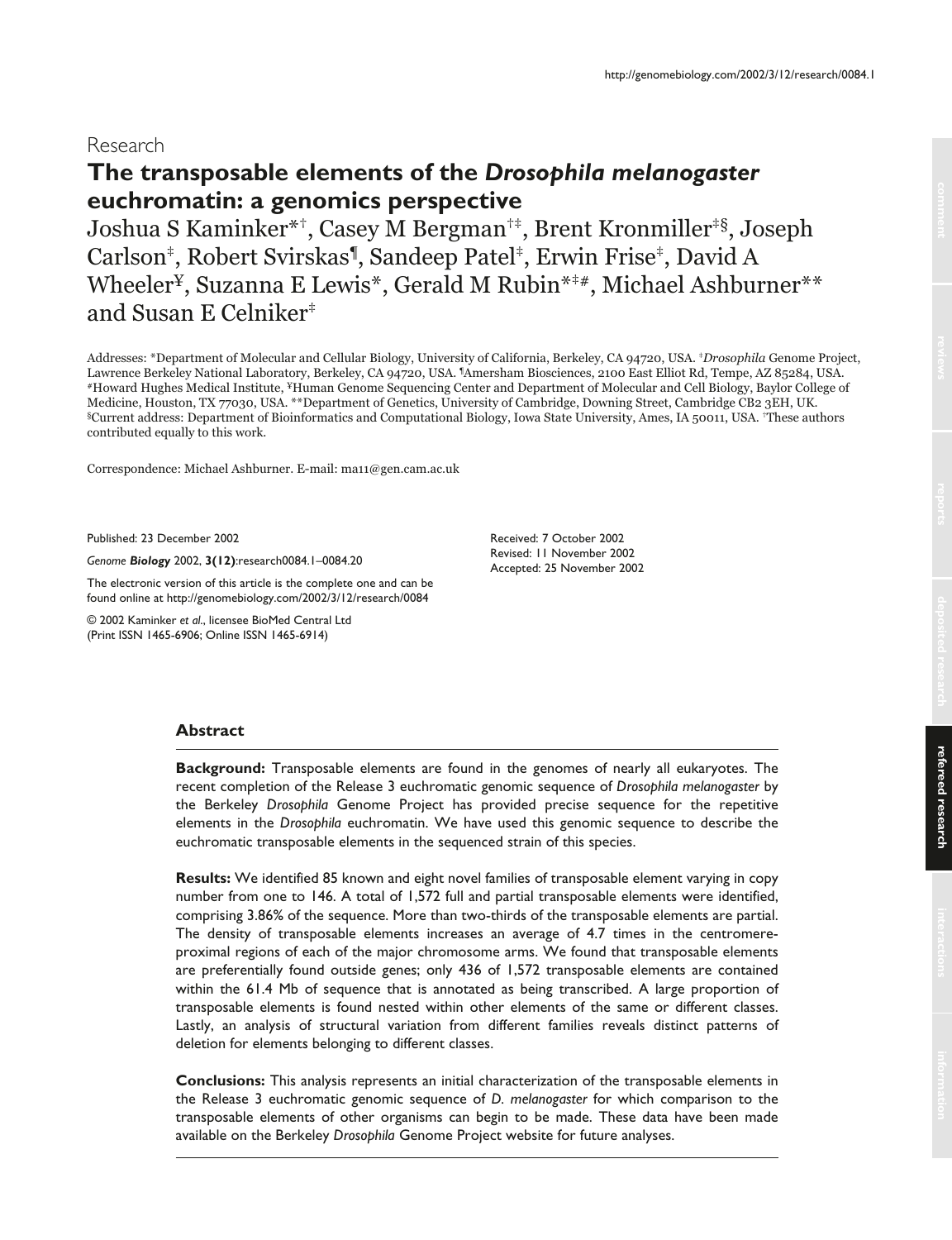Research

# The transposable elements of the *Drosophila melanogaster* euchromatin: a genomics perspective

Joshua S Kaminker*†, Casey M Bergman†‡, Brent Kronmiller‡§, Joseph Carlson‡, Robert Svirskas¶, Sandeep Patel‡, Erwin Frise‡, David A Wheeler¥, Suzanna E Lewis*, Gerald M Rubin*‡#, Michael Ashburner** and Susan E Celniker‡

Addresses: *Department of Molecular and Cellular Biology, University of California, Berkeley, CA 94720, USA. ‡*Drosophila* Genome Project, Lawrence Berkeley National Laboratory, Berkeley, CA 94720, USA. ¶Amersham Biosciences, 2100 East Elliot Rd, Tempe, AZ 85284, USA. #Howard Hughes Medical Institute, ¥Human Genome Sequencing Center and Department of Molecular and Cell Biology, Baylor College of Medicine, Houston, TX 77030, USA. **Department of Genetics, University of Cambridge, Downing Street, Cambridge CB2 3EH, UK. §Current address: Department of Bioinformatics and Computational Biology, Iowa State University, Ames, IA 50011, USA. †These authors contributed equally to this work.

Correspondence: Michael Ashburner. E-mail: ma11@gen.cam.ac.uk

Published: 23 December 2002

*Genome **Biology*** 2002, **3(12)**:research0084.1–0084.20

The electronic version of this article is the complete one and can be found online at http://genomebiology.com/2002/3/12/research/0084

© 2002 Kaminker *et al*., licensee BioMed Central Ltd (Print ISSN 1465-6906; Online ISSN 1465-6914)

Received: 7 October 2002
Revised: 11 November 2002
Accepted: 25 November 2002

## Abstract

**Background:** Transposable elements are found in the genomes of nearly all eukaryotes. The recent completion of the Release 3 euchromatic genomic sequence of *Drosophila melanogaster* by the Berkeley *Drosophila* Genome Project has provided precise sequence for the repetitive elements in the *Drosophila* euchromatin. We have used this genomic sequence to describe the euchromatic transposable elements in the sequenced strain of this species.

**Results:** We identified 85 known and eight novel families of transposable element varying in copy number from one to 146. A total of 1,572 full and partial transposable elements were identified, comprising 3.86% of the sequence. More than two-thirds of the transposable elements are partial. The density of transposable elements increases an average of 4.7 times in the centromere-proximal regions of each of the major chromosome arms. We found that transposable elements are preferentially found outside genes; only 436 of 1,572 transposable elements are contained within the 61.4 Mb of sequence that is annotated as being transcribed. A large proportion of transposable elements is found nested within other elements of the same or different classes. Lastly, an analysis of structural variation from different families reveals distinct patterns of deletion for elements belonging to different classes.

**Conclusions:** This analysis represents an initial characterization of the transposable elements in the Release 3 euchromatic genomic sequence of *D. melanogaster* for which comparison to the transposable elements of other organisms can begin to be made. These data have been made available on the Berkeley *Drosophila* Genome Project website for future analyses.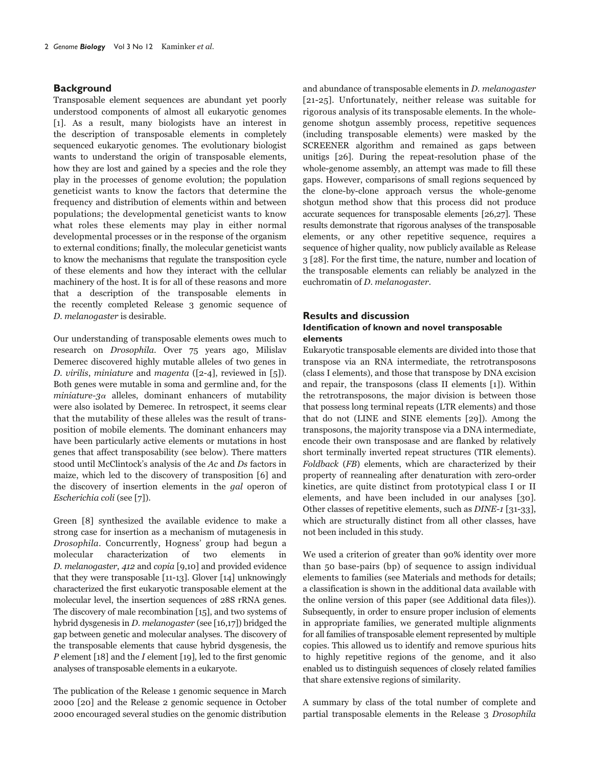## Background

Transposable element sequences are abundant yet poorly understood components of almost all eukaryotic genomes [1]. As a result, many biologists have an interest in the description of transposable elements in completely sequenced eukaryotic genomes. The evolutionary biologist wants to understand the origin of transposable elements, how they are lost and gained by a species and the role they play in the processes of genome evolution; the population geneticist wants to know the factors that determine the frequency and distribution of elements within and between populations; the developmental geneticist wants to know what roles these elements may play in either normal developmental processes or in the response of the organism to external conditions; finally, the molecular geneticist wants to know the mechanisms that regulate the transposition cycle of these elements and how they interact with the cellular machinery of the host. It is for all of these reasons and more that a description of the transposable elements in the recently completed Release 3 genomic sequence of *D. melanogaster* is desirable.

Our understanding of transposable elements owes much to research on *Drosophila*. Over 75 years ago, Milislav Demerec discovered highly mutable alleles of two genes in *D. virilis*, *miniature* and *magenta* ([2-4], reviewed in [5]). Both genes were mutable in soma and germline and, for the *miniature-3α* alleles, dominant enhancers of mutability were also isolated by Demerec. In retrospect, it seems clear that the mutability of these alleles was the result of transposition of mobile elements. The dominant enhancers may have been particularly active elements or mutations in host genes that affect transposability (see below). There matters stood until McClintock's analysis of the *Ac* and *Ds* factors in maize, which led to the discovery of transposition [6] and the discovery of insertion elements in the *gal* operon of *Escherichia coli* (see [7]).

Green [8] synthesized the available evidence to make a strong case for insertion as a mechanism of mutagenesis in *Drosophila*. Concurrently, Hogness' group had begun a molecular characterization of two elements in *D. melanogaster*, *412* and *copia* [9,10] and provided evidence that they were transposable [11-13]. Glover [14] unknowingly characterized the first eukaryotic transposable element at the molecular level, the insertion sequences of 28S rRNA genes. The discovery of male recombination [15], and two systems of hybrid dysgenesis in *D. melanogaster* (see [16,17]) bridged the gap between genetic and molecular analyses. The discovery of the transposable elements that cause hybrid dysgenesis, the *P* element [18] and the *I* element [19], led to the first genomic analyses of transposable elements in a eukaryote.

The publication of the Release 1 genomic sequence in March 2000 [20] and the Release 2 genomic sequence in October 2000 encouraged several studies on the genomic distribution and abundance of transposable elements in *D. melanogaster* [21-25]. Unfortunately, neither release was suitable for rigorous analysis of its transposable elements. In the whole-genome shotgun assembly process, repetitive sequences (including transposable elements) were masked by the SCREENER algorithm and remained as gaps between unitigs [26]. During the repeat-resolution phase of the whole-genome assembly, an attempt was made to fill these gaps. However, comparisons of small regions sequenced by the clone-by-clone approach versus the whole-genome shotgun method show that this process did not produce accurate sequences for transposable elements [26,27]. These results demonstrate that rigorous analyses of the transposable elements, or any other repetitive sequence, requires a sequence of higher quality, now publicly available as Release 3 [28]. For the first time, the nature, number and location of the transposable elements can reliably be analyzed in the euchromatin of *D. melanogaster*.

## Results and discussion

### Identification of known and novel transposable elements

Eukaryotic transposable elements are divided into those that transpose via an RNA intermediate, the retrotransposons (class I elements), and those that transpose by DNA excision and repair, the transposons (class II elements [1]). Within the retrotransposons, the major division is between those that possess long terminal repeats (LTR elements) and those that do not (LINE and SINE elements [29]). Among the transposons, the majority transpose via a DNA intermediate, encode their own transposase and are flanked by relatively short terminally inverted repeat structures (TIR elements). *Foldback* (*FB*) elements, which are characterized by their property of reannealing after denaturation with zero-order kinetics, are quite distinct from prototypical class I or II elements, and have been included in our analyses [30]. Other classes of repetitive elements, such as *DINE-1* [31-33], which are structurally distinct from all other classes, have not been included in this study.

We used a criterion of greater than 90% identity over more than 50 base-pairs (bp) of sequence to assign individual elements to families (see Materials and methods for details; a classification is shown in the additional data available with the online version of this paper (see Additional data files)). Subsequently, in order to ensure proper inclusion of elements in appropriate families, we generated multiple alignments for all families of transposable element represented by multiple copies. This allowed us to identify and remove spurious hits to highly repetitive regions of the genome, and it also enabled us to distinguish sequences of closely related families that share extensive regions of similarity.

A summary by class of the total number of complete and partial transposable elements in the Release 3 *Drosophila*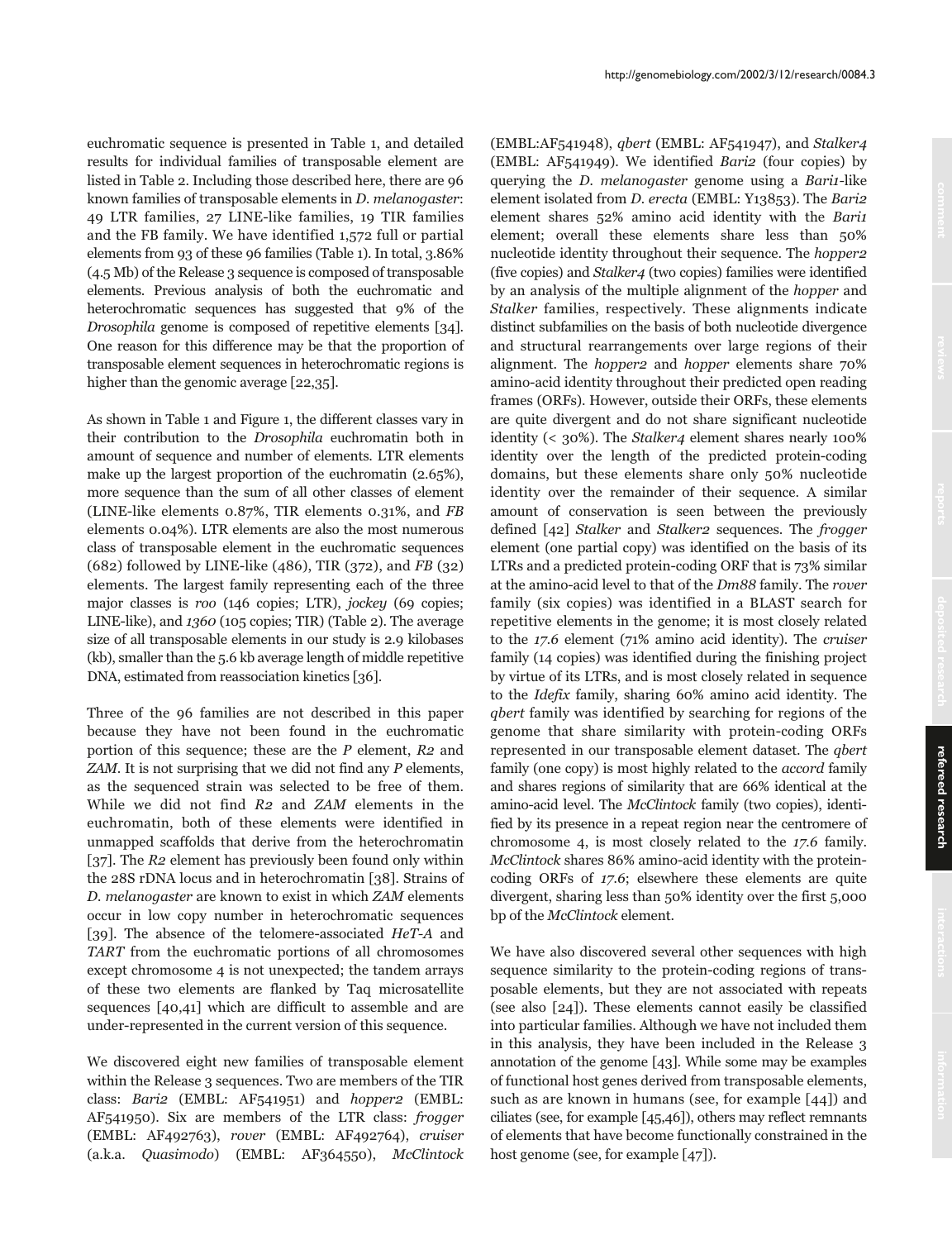euchromatic sequence is presented in Table 1, and detailed results for individual families of transposable element are listed in Table 2. Including those described here, there are 96 known families of transposable elements in *D. melanogaster*: 49 LTR families, 27 LINE-like families, 19 TIR families and the FB family. We have identified 1,572 full or partial elements from 93 of these 96 families (Table 1). In total, 3.86% (4.5 Mb) of the Release 3 sequence is composed of transposable elements. Previous analysis of both the euchromatic and heterochromatic sequences has suggested that 9% of the *Drosophila* genome is composed of repetitive elements [34]. One reason for this difference may be that the proportion of transposable element sequences in heterochromatic regions is higher than the genomic average [22,35].

As shown in Table 1 and Figure 1, the different classes vary in their contribution to the *Drosophila* euchromatin both in amount of sequence and number of elements. LTR elements make up the largest proportion of the euchromatin (2.65%), more sequence than the sum of all other classes of element (LINE-like elements 0.87%, TIR elements 0.31%, and *FB* elements 0.04%). LTR elements are also the most numerous class of transposable element in the euchromatic sequences (682) followed by LINE-like (486), TIR (372), and *FB* (32) elements. The largest family representing each of the three major classes is *roo* (146 copies; LTR), *jockey* (69 copies; LINE-like), and *1360* (105 copies; TIR) (Table 2). The average size of all transposable elements in our study is 2.9 kilobases (kb), smaller than the 5.6 kb average length of middle repetitive DNA, estimated from reassociation kinetics [36].

Three of the 96 families are not described in this paper because they have not been found in the euchromatic portion of this sequence; these are the *P* element, *R2* and *ZAM*. It is not surprising that we did not find any *P* elements, as the sequenced strain was selected to be free of them. While we did not find *R2* and *ZAM* elements in the euchromatin, both of these elements were identified in unmapped scaffolds that derive from the heterochromatin [37]. The *R2* element has previously been found only within the 28S rDNA locus and in heterochromatin [38]. Strains of *D. melanogaster* are known to exist in which *ZAM* elements occur in low copy number in heterochromatic sequences [39]. The absence of the telomere-associated *HeT-A* and *TART* from the euchromatic portions of all chromosomes except chromosome 4 is not unexpected; the tandem arrays of these two elements are flanked by Taq microsatellite sequences [40,41] which are difficult to assemble and are under-represented in the current version of this sequence.

We discovered eight new families of transposable element within the Release 3 sequences. Two are members of the TIR class: *Bari2* (EMBL: AF541951) and *hopper2* (EMBL: AF541950). Six are members of the LTR class: *frogger* (EMBL: AF492763), *rover* (EMBL: AF492764), *cruiser* (a.k.a. *Quasimodo*) (EMBL: AF364550), *McClintock* (EMBL:AF541948), *qbert* (EMBL: AF541947), and *Stalker4* (EMBL: AF541949). We identified *Bari2* (four copies) by querying the *D. melanogaster* genome using a *Bari1*-like element isolated from *D. erecta* (EMBL: Y13853). The *Bari2* element shares 52% amino acid identity with the *Bari1* element; overall these elements share less than 50% nucleotide identity throughout their sequence. The *hopper2* (five copies) and *Stalker4* (two copies) families were identified by an analysis of the multiple alignment of the *hopper* and *Stalker* families, respectively. These alignments indicate distinct subfamilies on the basis of both nucleotide divergence and structural rearrangements over large regions of their alignment. The *hopper2* and *hopper* elements share 70% amino-acid identity throughout their predicted open reading frames (ORFs). However, outside their ORFs, these elements are quite divergent and do not share significant nucleotide identity (< 30%). The *Stalker4* element shares nearly 100% identity over the length of the predicted protein-coding domains, but these elements share only 50% nucleotide identity over the remainder of their sequence. A similar amount of conservation is seen between the previously defined [42] *Stalker* and *Stalker2* sequences. The *frogger* element (one partial copy) was identified on the basis of its LTRs and a predicted protein-coding ORF that is 73% similar at the amino-acid level to that of the *Dm88* family. The *rover* family (six copies) was identified in a BLAST search for repetitive elements in the genome; it is most closely related to the *17.6* element (71% amino acid identity). The *cruiser* family (14 copies) was identified during the finishing project by virtue of its LTRs, and is most closely related in sequence to the *Idefix* family, sharing 60% amino acid identity. The *qbert* family was identified by searching for regions of the genome that share similarity with protein-coding ORFs represented in our transposable element dataset. The *qbert* family (one copy) is most highly related to the *accord* family and shares regions of similarity that are 66% identical at the amino-acid level. The *McClintock* family (two copies), identified by its presence in a repeat region near the centromere of chromosome 4, is most closely related to the *17.6* family. *McClintock* shares 86% amino-acid identity with the protein-coding ORFs of *17.6*; elsewhere these elements are quite divergent, sharing less than 50% identity over the first 5,000 bp of the *McClintock* element.

We have also discovered several other sequences with high sequence similarity to the protein-coding regions of transposable elements, but they are not associated with repeats (see also [24]). These elements cannot easily be classified into particular families. Although we have not included them in this analysis, they have been included in the Release 3 annotation of the genome [43]. While some may be examples of functional host genes derived from transposable elements, such as are known in humans (see, for example [44]) and ciliates (see, for example [45,46]), others may reflect remnants of elements that have become functionally constrained in the host genome (see, for example [47]).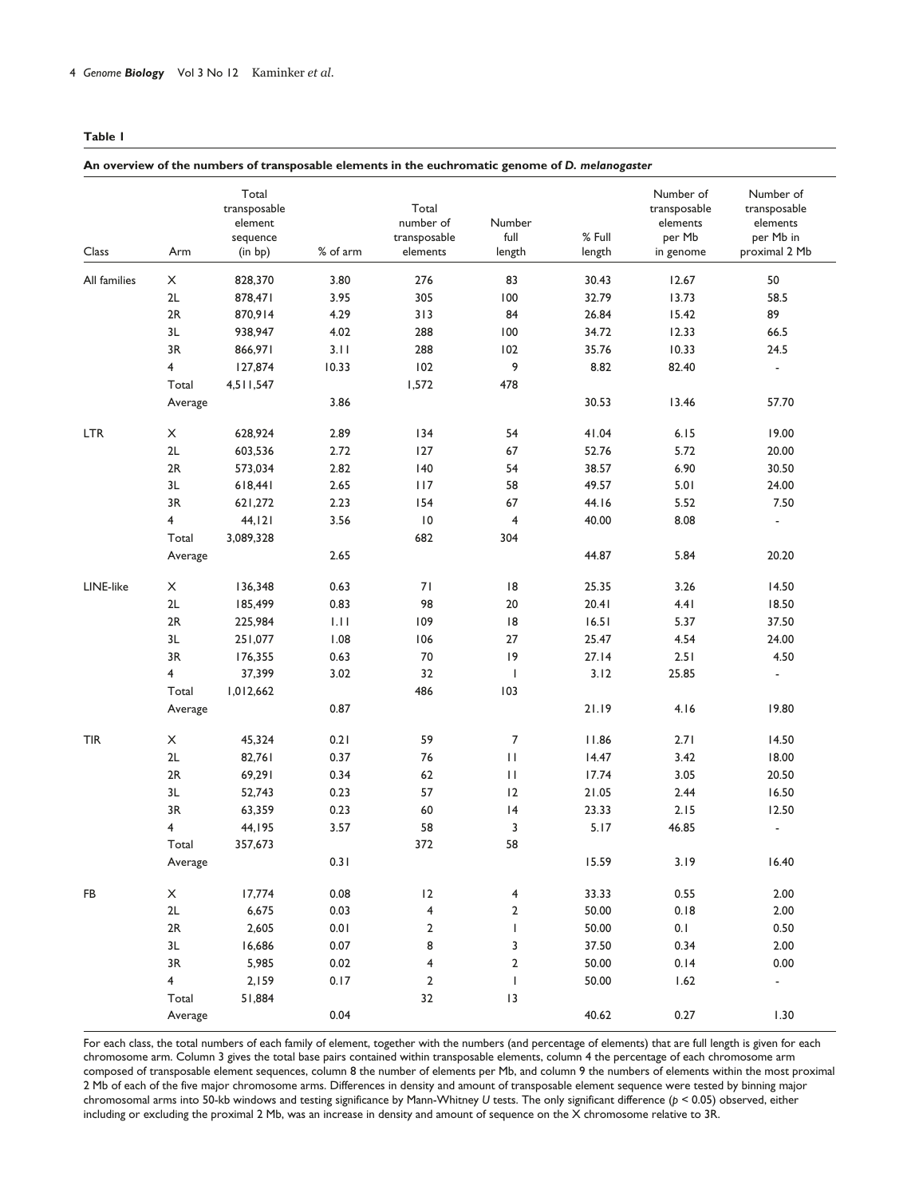**Table 1**

**An overview of the numbers of transposable elements in the euchromatic genome of *D. melanogaster***

| Class | Arm | Total transposable element sequence (in bp) | % of arm | Total number of transposable elements | Number full length | % Full length | Number of transposable elements per Mb in genome | Number of transposable elements per Mb in proximal 2 Mb |
|---|---|---|---|---|---|---|---|---|
| All families | X | 828,370 | 3.80 | 276 | 83 | 30.43 | 12.67 | 50 |
| | 2L | 878,471 | 3.95 | 305 | 100 | 32.79 | 13.73 | 58.5 |
| | 2R | 870,914 | 4.29 | 313 | 84 | 26.84 | 15.42 | 89 |
| | 3L | 938,947 | 4.02 | 288 | 100 | 34.72 | 12.33 | 66.5 |
| | 3R | 866,971 | 3.11 | 288 | 102 | 35.76 | 10.33 | 24.5 |
| | 4 | 127,874 | 10.33 | 102 | 9 | 8.82 | 82.40 | - |
| | Total | 4,511,547 | | 1,572 | 478 | | | |
| | Average | | 3.86 | | | 30.53 | 13.46 | 57.70 |
| LTR | X | 628,924 | 2.89 | 134 | 54 | 41.04 | 6.15 | 19.00 |
| | 2L | 603,536 | 2.72 | 127 | 67 | 52.76 | 5.72 | 20.00 |
| | 2R | 573,034 | 2.82 | 140 | 54 | 38.57 | 6.90 | 30.50 |
| | 3L | 618,441 | 2.65 | 117 | 58 | 49.57 | 5.01 | 24.00 |
| | 3R | 621,272 | 2.23 | 154 | 67 | 44.16 | 5.52 | 7.50 |
| | 4 | 44,121 | 3.56 | 10 | 4 | 40.00 | 8.08 | - |
| | Total | 3,089,328 | | 682 | 304 | | | |
| | Average | | 2.65 | | | 44.87 | 5.84 | 20.20 |
| LINE-like | X | 136,348 | 0.63 | 71 | 18 | 25.35 | 3.26 | 14.50 |
| | 2L | 185,499 | 0.83 | 98 | 20 | 20.41 | 4.41 | 18.50 |
| | 2R | 225,984 | 1.11 | 109 | 18 | 16.51 | 5.37 | 37.50 |
| | 3L | 251,077 | 1.08 | 106 | 27 | 25.47 | 4.54 | 24.00 |
| | 3R | 176,355 | 0.63 | 70 | 19 | 27.14 | 2.51 | 4.50 |
| | 4 | 37,399 | 3.02 | 32 | 1 | 3.12 | 25.85 | - |
| | Total | 1,012,662 | | 486 | 103 | | | |
| | Average | | 0.87 | | | 21.19 | 4.16 | 19.80 |
| TIR | X | 45,324 | 0.21 | 59 | 7 | 11.86 | 2.71 | 14.50 |
| | 2L | 82,761 | 0.37 | 76 | 11 | 14.47 | 3.42 | 18.00 |
| | 2R | 69,291 | 0.34 | 62 | 11 | 17.74 | 3.05 | 20.50 |
| | 3L | 52,743 | 0.23 | 57 | 12 | 21.05 | 2.44 | 16.50 |
| | 3R | 63,359 | 0.23 | 60 | 14 | 23.33 | 2.15 | 12.50 |
| | 4 | 44,195 | 3.57 | 58 | 3 | 5.17 | 46.85 | - |
| | Total | 357,673 | | 372 | 58 | | | |
| | Average | | 0.31 | | | 15.59 | 3.19 | 16.40 |
| FB | X | 17,774 | 0.08 | 12 | 4 | 33.33 | 0.55 | 2.00 |
| | 2L | 6,675 | 0.03 | 4 | 2 | 50.00 | 0.18 | 2.00 |
| | 2R | 2,605 | 0.01 | 2 | 1 | 50.00 | 0.1 | 0.50 |
| | 3L | 16,686 | 0.07 | 8 | 3 | 37.50 | 0.34 | 2.00 |
| | 3R | 5,985 | 0.02 | 4 | 2 | 50.00 | 0.14 | 0.00 |
| | 4 | 2,159 | 0.17 | 2 | 1 | 50.00 | 1.62 | - |
| | Total | 51,884 | | 32 | 13 | | | |
| | Average | | 0.04 | | | 40.62 | 0.27 | 1.30 |

For each class, the total numbers of each family of element, together with the numbers (and percentage of elements) that are full length is given for each chromosome arm. Column 3 gives the total base pairs contained within transposable elements, column 4 the percentage of each chromosome arm composed of transposable element sequences, column 8 the number of elements per Mb, and column 9 the numbers of elements within the most proximal 2 Mb of each of the five major chromosome arms. Differences in density and amount of transposable element sequence were tested by binning major chromosomal arms into 50-kb windows and testing significance by Mann-Whitney *U* tests. The only significant difference ($p < 0.05$) observed, either including or excluding the proximal 2 Mb, was an increase in density and amount of sequence on the X chromosome relative to 3R.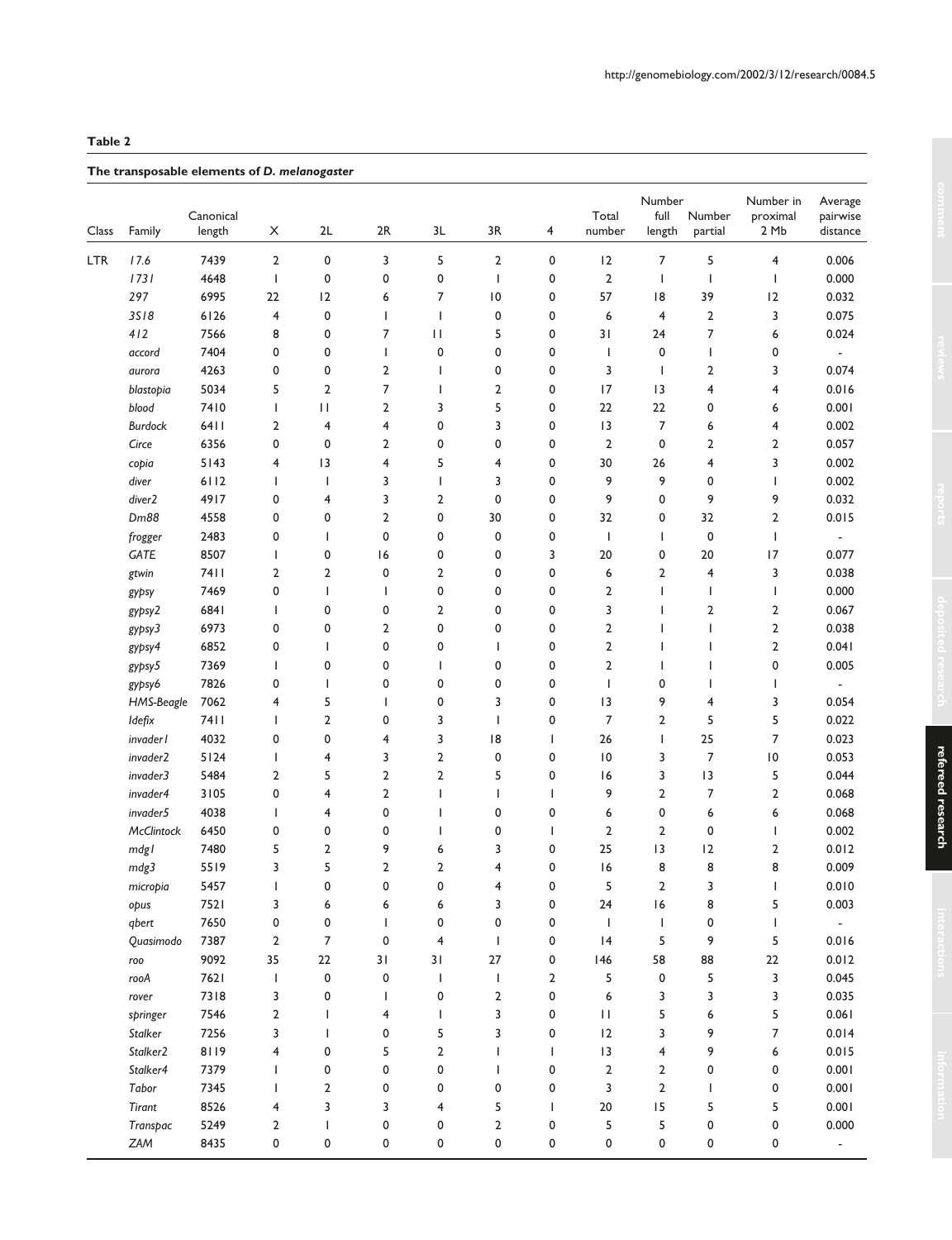**Table 2**

**The transposable elements of *D. melanogaster***

| Class | Family | Canonical length | X | 2L | 2R | 3L | 3R | 4 | Total number | Number full length | Number partial | Number in proximal 2 Mb | Average pairwise distance |
|---|---|---|---|---|---|---|---|---|---|---|---|---|---|
| LTR | *17.6* | 7439 | 2 | 0 | 3 | 5 | 2 | 0 | 12 | 7 | 5 | 4 | 0.006 |
| | *1731* | 4648 | 1 | 0 | 0 | 0 | 1 | 0 | 2 | 1 | 1 | 1 | 0.000 |
| | *297* | 6995 | 22 | 12 | 6 | 7 | 10 | 0 | 57 | 18 | 39 | 12 | 0.032 |
| | *3S18* | 6126 | 4 | 0 | 1 | 1 | 0 | 0 | 6 | 4 | 2 | 3 | 0.075 |
| | *412* | 7566 | 8 | 0 | 7 | 11 | 5 | 0 | 31 | 24 | 7 | 6 | 0.024 |
| | *accord* | 7404 | 0 | 0 | 1 | 0 | 0 | 0 | 1 | 0 | 1 | 0 | - |
| | *aurora* | 4263 | 0 | 0 | 2 | 1 | 0 | 0 | 3 | 1 | 2 | 3 | 0.074 |
| | *blastopia* | 5034 | 5 | 2 | 7 | 1 | 2 | 0 | 17 | 13 | 4 | 4 | 0.016 |
| | *blood* | 7410 | 1 | 11 | 2 | 3 | 5 | 0 | 22 | 22 | 0 | 6 | 0.001 |
| | *Burdock* | 6411 | 2 | 4 | 4 | 0 | 3 | 0 | 13 | 7 | 6 | 4 | 0.002 |
| | *Circe* | 6356 | 0 | 0 | 2 | 0 | 0 | 0 | 2 | 0 | 2 | 2 | 0.057 |
| | *copia* | 5143 | 4 | 13 | 4 | 5 | 4 | 0 | 30 | 26 | 4 | 3 | 0.002 |
| | *diver* | 6112 | 1 | 1 | 3 | 1 | 3 | 0 | 9 | 9 | 0 | 1 | 0.002 |
| | *diver2* | 4917 | 0 | 4 | 3 | 2 | 0 | 0 | 9 | 0 | 9 | 9 | 0.032 |
| | *Dm88* | 4558 | 0 | 0 | 2 | 0 | 30 | 0 | 32 | 0 | 32 | 2 | 0.015 |
| | *frogger* | 2483 | 0 | 1 | 0 | 0 | 0 | 0 | 1 | 1 | 0 | 1 | - |
| | *GATE* | 8507 | 1 | 0 | 16 | 0 | 0 | 3 | 20 | 0 | 20 | 17 | 0.077 |
| | *gtwin* | 7411 | 2 | 2 | 0 | 2 | 0 | 0 | 6 | 2 | 4 | 3 | 0.038 |
| | *gypsy* | 7469 | 0 | 1 | 1 | 0 | 0 | 0 | 2 | 1 | 1 | 1 | 0.000 |
| | *gypsy2* | 6841 | 1 | 0 | 0 | 2 | 0 | 0 | 3 | 1 | 2 | 2 | 0.067 |
| | *gypsy3* | 6973 | 0 | 0 | 2 | 0 | 0 | 0 | 2 | 1 | 1 | 2 | 0.038 |
| | *gypsy4* | 6852 | 0 | 1 | 0 | 0 | 1 | 0 | 2 | 1 | 1 | 2 | 0.041 |
| | *gypsy5* | 7369 | 1 | 0 | 0 | 1 | 0 | 0 | 2 | 1 | 1 | 0 | 0.005 |
| | *gypsy6* | 7826 | 0 | 1 | 0 | 0 | 0 | 0 | 1 | 0 | 1 | 1 | - |
| | *HMS-Beagle* | 7062 | 4 | 5 | 1 | 0 | 3 | 0 | 13 | 9 | 4 | 3 | 0.054 |
| | *Idefix* | 7411 | 1 | 2 | 0 | 3 | 1 | 0 | 7 | 2 | 5 | 5 | 0.022 |
| | *invader1* | 4032 | 0 | 0 | 4 | 3 | 18 | 1 | 26 | 1 | 25 | 7 | 0.023 |
| | *invader2* | 5124 | 1 | 4 | 3 | 2 | 0 | 0 | 10 | 3 | 7 | 10 | 0.053 |
| | *invader3* | 5484 | 2 | 5 | 2 | 2 | 5 | 0 | 16 | 3 | 13 | 5 | 0.044 |
| | *invader4* | 3105 | 0 | 4 | 2 | 1 | 1 | 1 | 9 | 2 | 7 | 2 | 0.068 |
| | *invader5* | 4038 | 1 | 4 | 0 | 1 | 0 | 0 | 6 | 0 | 6 | 6 | 0.068 |
| | *McClintock* | 6450 | 0 | 0 | 0 | 1 | 0 | 1 | 2 | 2 | 0 | 1 | 0.002 |
| | *mdg1* | 7480 | 5 | 2 | 9 | 6 | 3 | 0 | 25 | 13 | 12 | 2 | 0.012 |
| | *mdg3* | 5519 | 3 | 5 | 2 | 2 | 4 | 0 | 16 | 8 | 8 | 8 | 0.009 |
| | *micropia* | 5457 | 1 | 0 | 0 | 0 | 4 | 0 | 5 | 2 | 3 | 1 | 0.010 |
| | *opus* | 7521 | 3 | 6 | 6 | 6 | 3 | 0 | 24 | 16 | 8 | 5 | 0.003 |
| | *qbert* | 7650 | 0 | 0 | 1 | 0 | 0 | 0 | 1 | 1 | 0 | 1 | - |
| | *Quasimodo* | 7387 | 2 | 7 | 0 | 4 | 1 | 0 | 14 | 5 | 9 | 5 | 0.016 |
| | *roo* | 9092 | 35 | 22 | 31 | 31 | 27 | 0 | 146 | 58 | 88 | 22 | 0.012 |
| | *rooA* | 7621 | 1 | 0 | 0 | 1 | 1 | 2 | 5 | 0 | 5 | 3 | 0.045 |
| | *rover* | 7318 | 3 | 0 | 1 | 0 | 2 | 0 | 6 | 3 | 3 | 3 | 0.035 |
| | *springer* | 7546 | 2 | 1 | 4 | 1 | 3 | 0 | 11 | 5 | 6 | 5 | 0.061 |
| | *Stalker* | 7256 | 3 | 1 | 0 | 5 | 3 | 0 | 12 | 3 | 9 | 7 | 0.014 |
| | *Stalker2* | 8119 | 4 | 0 | 5 | 2 | 1 | 1 | 13 | 4 | 9 | 6 | 0.015 |
| | *Stalker4* | 7379 | 1 | 0 | 0 | 0 | 1 | 0 | 2 | 2 | 0 | 0 | 0.001 |
| | *Tabor* | 7345 | 1 | 2 | 0 | 0 | 0 | 0 | 3 | 2 | 1 | 0 | 0.001 |
| | *Tirant* | 8526 | 4 | 3 | 3 | 4 | 5 | 1 | 20 | 15 | 5 | 5 | 0.001 |
| | *Transpac* | 5249 | 2 | 1 | 0 | 0 | 2 | 0 | 5 | 5 | 0 | 0 | 0.000 |
| | *ZAM* | 8435 | 0 | 0 | 0 | 0 | 0 | 0 | 0 | 0 | 0 | 0 | - |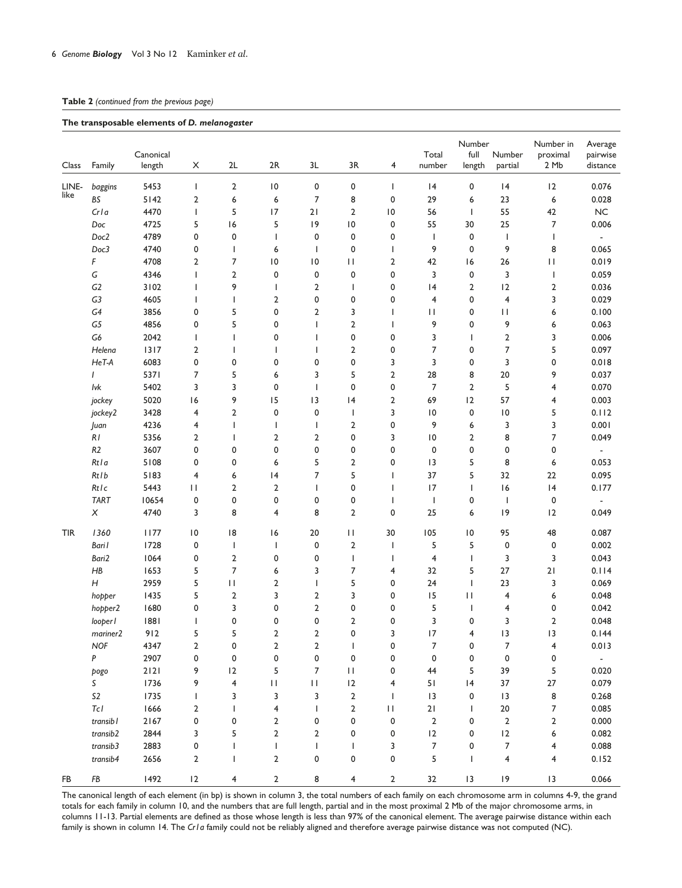**Table 2** *(continued from the previous page)*

**The transposable elements of *D. melanogaster***

| Class | Family | Canonical length | X | 2L | 2R | 3L | 3R | 4 | Total number | Number full length | Number partial | Number in proximal 2 Mb | Average pairwise distance |
|---|---|---|---|---|---|---|---|---|---|---|---|---|---|
| LINE-like | *baggins* | 5453 | 1 | 2 | 10 | 0 | 0 | 1 | 14 | 0 | 14 | 12 | 0.076 |
| | *BS* | 5142 | 2 | 6 | 6 | 7 | 8 | 0 | 29 | 6 | 23 | 6 | 0.028 |
| | *Cr1a* | 4470 | 1 | 5 | 17 | 21 | 2 | 10 | 56 | 1 | 55 | 42 | NC |
| | *Doc* | 4725 | 5 | 16 | 5 | 19 | 10 | 0 | 55 | 30 | 25 | 7 | 0.006 |
| | *Doc2* | 4789 | 0 | 0 | 1 | 0 | 0 | 0 | 1 | 0 | 1 | 1 | - |
| | *Doc3* | 4740 | 0 | 1 | 6 | 1 | 0 | 1 | 9 | 0 | 9 | 8 | 0.065 |
| | *F* | 4708 | 2 | 7 | 10 | 10 | 11 | 2 | 42 | 16 | 26 | 11 | 0.019 |
| | *G* | 4346 | 1 | 2 | 0 | 0 | 0 | 0 | 3 | 0 | 3 | 1 | 0.059 |
| | *G2* | 3102 | 1 | 9 | 1 | 2 | 1 | 0 | 14 | 2 | 12 | 2 | 0.036 |
| | *G3* | 4605 | 1 | 1 | 2 | 0 | 0 | 0 | 4 | 0 | 4 | 3 | 0.029 |
| | *G4* | 3856 | 0 | 5 | 0 | 2 | 3 | 1 | 11 | 0 | 11 | 6 | 0.100 |
| | *G5* | 4856 | 0 | 5 | 0 | 1 | 2 | 1 | 9 | 0 | 9 | 6 | 0.063 |
| | *G6* | 2042 | 1 | 1 | 0 | 1 | 0 | 0 | 3 | 1 | 2 | 3 | 0.006 |
| | *Helena* | 1317 | 2 | 1 | 1 | 1 | 2 | 0 | 7 | 0 | 7 | 5 | 0.097 |
| | *HeT-A* | 6083 | 0 | 0 | 0 | 0 | 0 | 3 | 3 | 0 | 3 | 0 | 0.018 |
| | *I* | 5371 | 7 | 5 | 6 | 3 | 5 | 2 | 28 | 8 | 20 | 9 | 0.037 |
| | *Ivk* | 5402 | 3 | 3 | 0 | 1 | 0 | 0 | 7 | 2 | 5 | 4 | 0.070 |
| | *jockey* | 5020 | 16 | 9 | 15 | 13 | 14 | 2 | 69 | 12 | 57 | 4 | 0.003 |
| | *jockey2* | 3428 | 4 | 2 | 0 | 0 | 1 | 3 | 10 | 0 | 10 | 5 | 0.112 |
| | *Juan* | 4236 | 4 | 1 | 1 | 1 | 2 | 0 | 9 | 6 | 3 | 3 | 0.001 |
| | *R1* | 5356 | 2 | 1 | 2 | 2 | 0 | 3 | 10 | 2 | 8 | 7 | 0.049 |
| | *R2* | 3607 | 0 | 0 | 0 | 0 | 0 | 0 | 0 | 0 | 0 | 0 | - |
| | *Rt1a* | 5108 | 0 | 0 | 6 | 5 | 2 | 0 | 13 | 5 | 8 | 6 | 0.053 |
| | *Rt1b* | 5183 | 4 | 6 | 14 | 7 | 5 | 1 | 37 | 5 | 32 | 22 | 0.095 |
| | *Rt1c* | 5443 | 11 | 2 | 2 | 1 | 0 | 1 | 17 | 1 | 16 | 14 | 0.177 |
| | *TART* | 10654 | 0 | 0 | 0 | 0 | 0 | 1 | 1 | 0 | 1 | 0 | - |
| | *X* | 4740 | 3 | 8 | 4 | 8 | 2 | 0 | 25 | 6 | 19 | 12 | 0.049 |
| TIR | *1360* | 1177 | 10 | 18 | 16 | 20 | 11 | 30 | 105 | 10 | 95 | 48 | 0.087 |
| | *Bari1* | 1728 | 0 | 1 | 1 | 0 | 2 | 1 | 5 | 5 | 0 | 0 | 0.002 |
| | *Bari2* | 1064 | 0 | 2 | 0 | 0 | 1 | 1 | 4 | 1 | 3 | 3 | 0.043 |
| | *HB* | 1653 | 5 | 7 | 6 | 3 | 7 | 4 | 32 | 5 | 27 | 21 | 0.114 |
| | *H* | 2959 | 5 | 11 | 2 | 1 | 5 | 0 | 24 | 1 | 23 | 3 | 0.069 |
| | *hopper* | 1435 | 5 | 2 | 3 | 2 | 3 | 0 | 15 | 11 | 4 | 6 | 0.048 |
| | *hopper2* | 1680 | 0 | 3 | 0 | 2 | 0 | 0 | 5 | 1 | 4 | 0 | 0.042 |
| | *looper1* | 1881 | 1 | 0 | 0 | 0 | 2 | 0 | 3 | 0 | 3 | 2 | 0.048 |
| | *mariner2* | 912 | 5 | 5 | 2 | 2 | 0 | 3 | 17 | 4 | 13 | 13 | 0.144 |
| | *NOF* | 4347 | 2 | 0 | 2 | 2 | 1 | 0 | 7 | 0 | 7 | 4 | 0.013 |
| | *P* | 2907 | 0 | 0 | 0 | 0 | 0 | 0 | 0 | 0 | 0 | 0 | - |
| | *pogo* | 2121 | 9 | 12 | 5 | 7 | 11 | 0 | 44 | 5 | 39 | 5 | 0.020 |
| | *S* | 1736 | 9 | 4 | 11 | 11 | 12 | 4 | 51 | 14 | 37 | 27 | 0.079 |
| | *S2* | 1735 | 1 | 3 | 3 | 3 | 2 | 1 | 13 | 0 | 13 | 8 | 0.268 |
| | *Tc1* | 1666 | 2 | 1 | 4 | 1 | 2 | 11 | 21 | 1 | 20 | 7 | 0.085 |
| | *transib1* | 2167 | 0 | 0 | 2 | 0 | 0 | 0 | 2 | 0 | 2 | 2 | 0.000 |
| | *transib2* | 2844 | 3 | 5 | 2 | 2 | 0 | 0 | 12 | 0 | 12 | 6 | 0.082 |
| | *transib3* | 2883 | 0 | 1 | 1 | 1 | 1 | 3 | 7 | 0 | 7 | 4 | 0.088 |
| | *transib4* | 2656 | 2 | 1 | 2 | 0 | 0 | 0 | 5 | 1 | 4 | 4 | 0.152 |
| FB | *FB* | 1492 | 12 | 4 | 2 | 8 | 4 | 2 | 32 | 13 | 19 | 13 | 0.066 |

The canonical length of each element (in bp) is shown in column 3, the total numbers of each family on each chromosome arm in columns 4-9, the grand totals for each family in column 10, and the numbers that are full length, partial and in the most proximal 2 Mb of the major chromosome arms, in columns 11-13. Partial elements are defined as those whose length is less than 97% of the canonical element. The average pairwise distance within each family is shown in column 14. The *Cr1a* family could not be reliably aligned and therefore average pairwise distance was not computed (NC).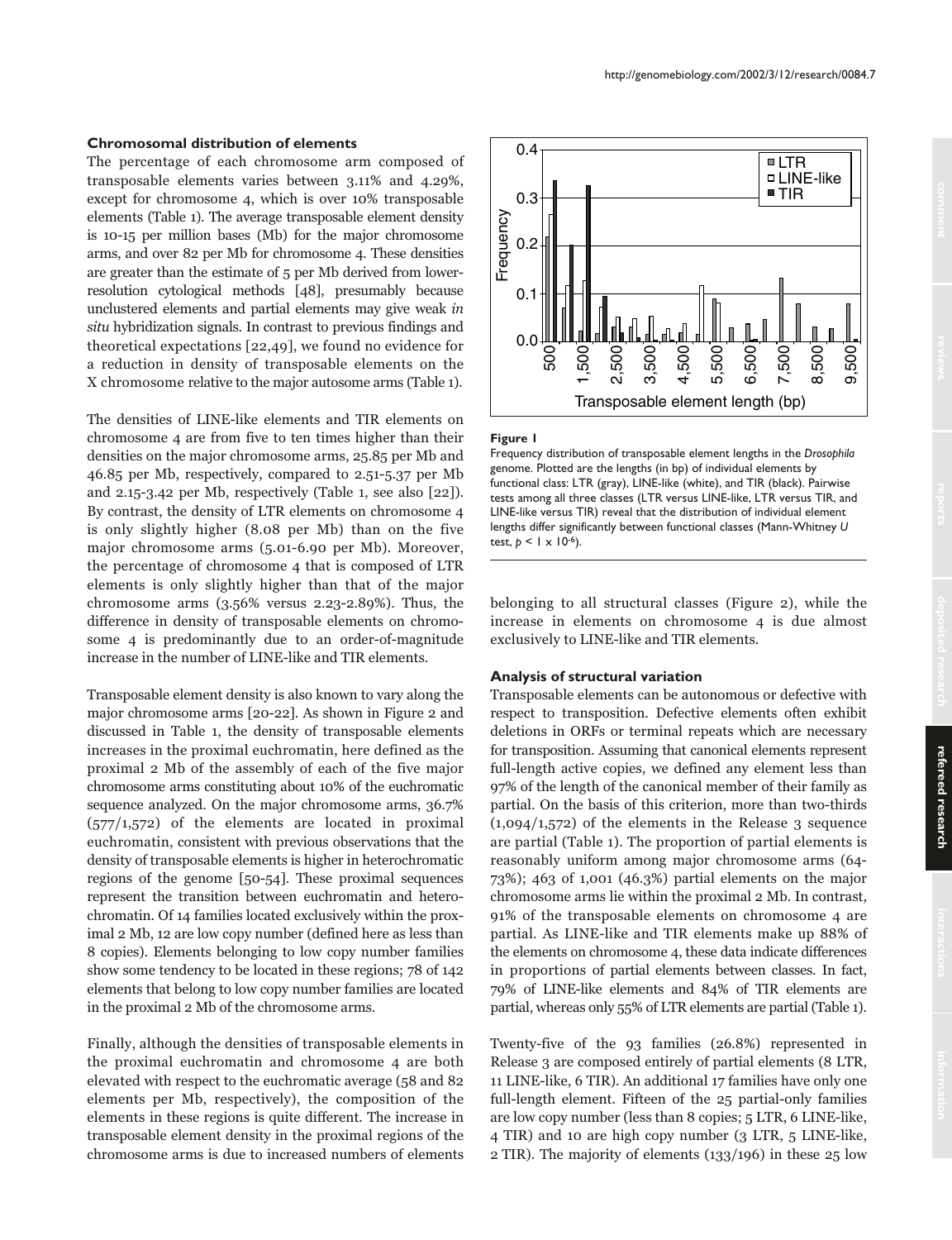### Chromosomal distribution of elements

The percentage of each chromosome arm composed of transposable elements varies between 3.11% and 4.29%, except for chromosome 4, which is over 10% transposable elements (Table 1). The average transposable element density is 10-15 per million bases (Mb) for the major chromosome arms, and over 82 per Mb for chromosome 4. These densities are greater than the estimate of 5 per Mb derived from lower-resolution cytological methods [48], presumably because unclustered elements and partial elements may give weak *in situ* hybridization signals. In contrast to previous findings and theoretical expectations [22,49], we found no evidence for a reduction in density of transposable elements on the X chromosome relative to the major autosome arms (Table 1).

The densities of LINE-like elements and TIR elements on chromosome 4 are from five to ten times higher than their densities on the major chromosome arms, 25.85 per Mb and 46.85 per Mb, respectively, compared to 2.51-5.37 per Mb and 2.15-3.42 per Mb, respectively (Table 1, see also [22]). By contrast, the density of LTR elements on chromosome 4 is only slightly higher (8.08 per Mb) than on the five major chromosome arms (5.01-6.90 per Mb). Moreover, the percentage of chromosome 4 that is composed of LTR elements is only slightly higher than that of the major chromosome arms (3.56% versus 2.23-2.89%). Thus, the difference in density of transposable elements on chromosome 4 is predominantly due to an order-of-magnitude increase in the number of LINE-like and TIR elements.

Transposable element density is also known to vary along the major chromosome arms [20-22]. As shown in Figure 2 and discussed in Table 1, the density of transposable elements increases in the proximal euchromatin, here defined as the proximal 2 Mb of the assembly of each of the five major chromosome arms constituting about 10% of the euchromatic sequence analyzed. On the major chromosome arms, 36.7% (577/1,572) of the elements are located in proximal euchromatin, consistent with previous observations that the density of transposable elements is higher in heterochromatic regions of the genome [50-54]. These proximal sequences represent the transition between euchromatin and heterochromatin. Of 14 families located exclusively within the proximal 2 Mb, 12 are low copy number (defined here as less than 8 copies). Elements belonging to low copy number families show some tendency to be located in these regions; 78 of 142 elements that belong to low copy number families are located in the proximal 2 Mb of the chromosome arms.

Finally, although the densities of transposable elements in the proximal euchromatin and chromosome 4 are both elevated with respect to the euchromatic average (58 and 82 elements per Mb, respectively), the composition of the elements in these regions is quite different. The increase in transposable element density in the proximal regions of the chromosome arms is due to increased numbers of elements belonging to all structural classes (Figure 2), while the increase in elements on chromosome 4 is due almost exclusively to LINE-like and TIR elements.

**Figure 1**

Frequency distribution of transposable element lengths in the *Drosophila* genome. Plotted are the lengths (in bp) of individual elements by functional class: LTR (gray), LINE-like (white), and TIR (black). Pairwise tests among all three classes (LTR versus LINE-like, LTR versus TIR, and LINE-like versus TIR) reveal that the distribution of individual element lengths differ significantly between functional classes (Mann-Whitney *U* test, $p < 1 \times 10^{-6}$).

### Analysis of structural variation

Transposable elements can be autonomous or defective with respect to transposition. Defective elements often exhibit deletions in ORFs or terminal repeats which are necessary for transposition. Assuming that canonical elements represent full-length active copies, we defined any element less than 97% of the length of the canonical member of their family as partial. On the basis of this criterion, more than two-thirds (1,094/1,572) of the elements in the Release 3 sequence are partial (Table 1). The proportion of partial elements is reasonably uniform among major chromosome arms (64-73%); 463 of 1,001 (46.3%) partial elements on the major chromosome arms lie within the proximal 2 Mb. In contrast, 91% of the transposable elements on chromosome 4 are partial. As LINE-like and TIR elements make up 88% of the elements on chromosome 4, these data indicate differences in proportions of partial elements between classes. In fact, 79% of LINE-like elements and 84% of TIR elements are partial, whereas only 55% of LTR elements are partial (Table 1).

Twenty-five of the 93 families (26.8%) represented in Release 3 are composed entirely of partial elements (8 LTR, 11 LINE-like, 6 TIR). An additional 17 families have only one full-length element. Fifteen of the 25 partial-only families are low copy number (less than 8 copies; 5 LTR, 6 LINE-like, 4 TIR) and 10 are high copy number (3 LTR, 5 LINE-like, 2 TIR). The majority of elements (133/196) in these 25 low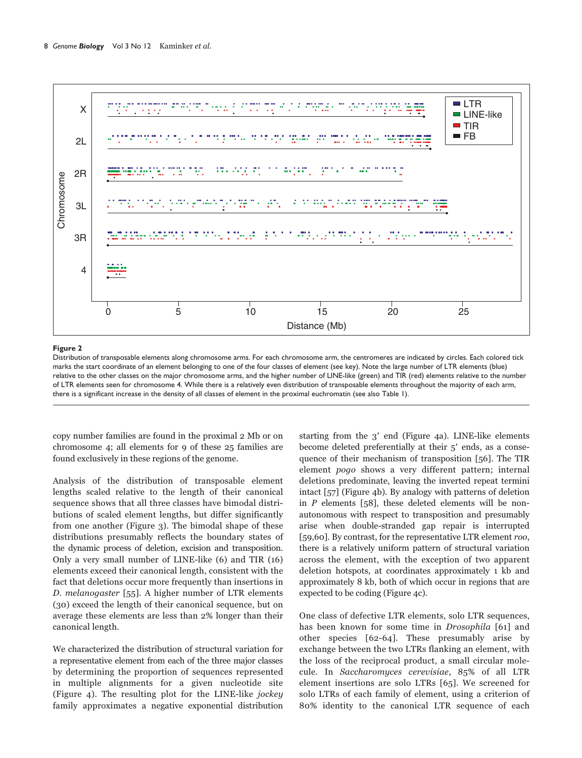**Figure 2**

Distribution of transposable elements along chromosome arms. For each chromosome arm, the centromeres are indicated by circles. Each colored tick marks the start coordinate of an element belonging to one of the four classes of element (see key). Note the large number of LTR elements (blue) relative to the other classes on the major chromosome arms, and the higher number of LINE-like (green) and TIR (red) elements relative to the number of LTR elements seen for chromosome 4. While there is a relatively even distribution of transposable elements throughout the majority of each arm, there is a significant increase in the density of all classes of element in the proximal euchromatin (see also Table 1).

copy number families are found in the proximal 2 Mb or on chromosome 4; all elements for 9 of these 25 families are found exclusively in these regions of the genome.

Analysis of the distribution of transposable element lengths scaled relative to the length of their canonical sequence shows that all three classes have bimodal distributions of scaled element lengths, but differ significantly from one another (Figure 3). The bimodal shape of these distributions presumably reflects the boundary states of the dynamic process of deletion, excision and transposition. Only a very small number of LINE-like (6) and TIR (16) elements exceed their canonical length, consistent with the fact that deletions occur more frequently than insertions in *D. melanogaster* [55]. A higher number of LTR elements (30) exceed the length of their canonical sequence, but on average these elements are less than 2% longer than their canonical length.

We characterized the distribution of structural variation for a representative element from each of the three major classes by determining the proportion of sequences represented in multiple alignments for a given nucleotide site (Figure 4). The resulting plot for the LINE-like *jockey* family approximates a negative exponential distribution starting from the 3′ end (Figure 4a). LINE-like elements become deleted preferentially at their 5′ ends, as a consequence of their mechanism of transposition [56]. The TIR element *pogo* shows a very different pattern; internal deletions predominate, leaving the inverted repeat termini intact [57] (Figure 4b). By analogy with patterns of deletion in *P* elements [58], these deleted elements will be nonautonomous with respect to transposition and presumably arise when double-stranded gap repair is interrupted [59,60]. By contrast, for the representative LTR element *roo*, there is a relatively uniform pattern of structural variation across the element, with the exception of two apparent deletion hotspots, at coordinates approximately 1 kb and approximately 8 kb, both of which occur in regions that are expected to be coding (Figure 4c).

One class of defective LTR elements, solo LTR sequences, has been known for some time in *Drosophila* [61] and other species [62-64]. These presumably arise by exchange between the two LTRs flanking an element, with the loss of the reciprocal product, a small circular molecule. In *Saccharomyces cerevisiae*, 85% of all LTR element insertions are solo LTRs [65]. We screened for solo LTRs of each family of element, using a criterion of 80% identity to the canonical LTR sequence of each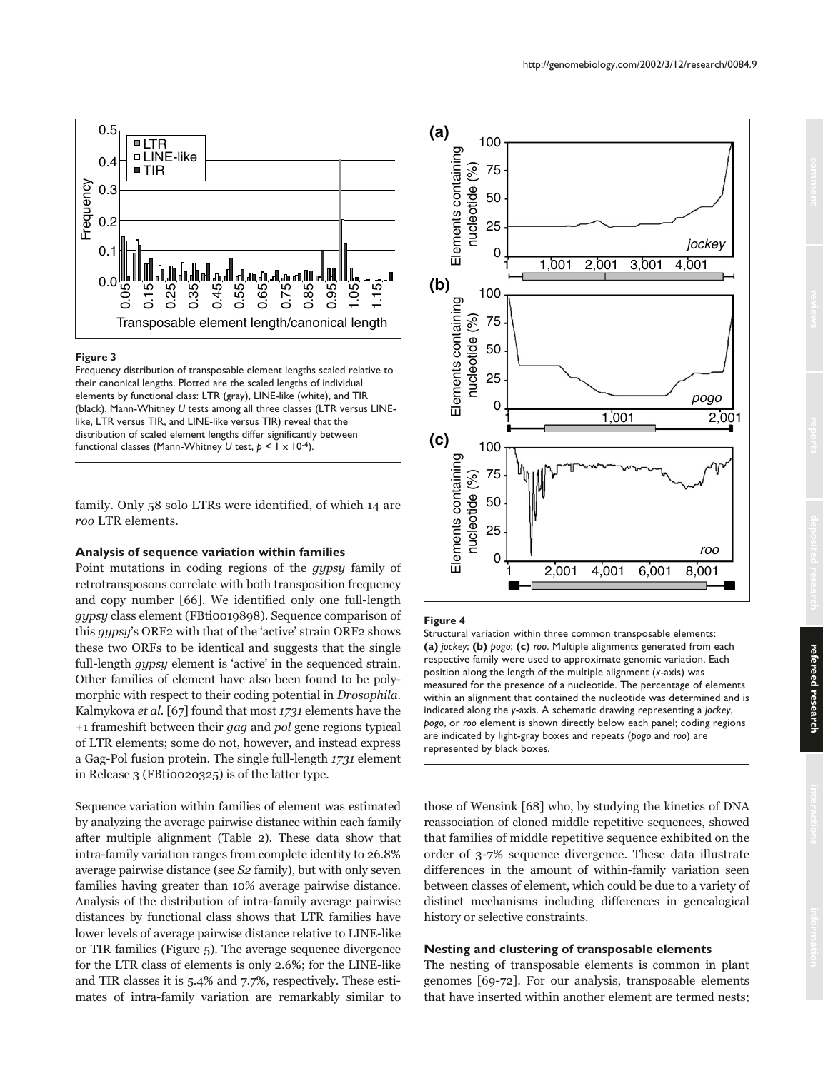**Figure 3**

Frequency distribution of transposable element lengths scaled relative to their canonical lengths. Plotted are the scaled lengths of individual elements by functional class: LTR (gray), LINE-like (white), and TIR (black). Mann-Whitney *U* tests among all three classes (LTR versus LINE-like, LTR versus TIR, and LINE-like versus TIR) reveal that the distribution of scaled element lengths differ significantly between functional classes (Mann-Whitney *U* test, $p < 1 \times 10^{-4}$).

family. Only 58 solo LTRs were identified, of which 14 are *roo* LTR elements.

### Analysis of sequence variation within families

Point mutations in coding regions of the *gypsy* family of retrotransposons correlate with both transposition frequency and copy number [66]. We identified only one full-length *gypsy* class element (FBti0019898). Sequence comparison of this *gypsy*'s ORF2 with that of the 'active' strain ORF2 shows these two ORFs to be identical and suggests that the single full-length *gypsy* element is 'active' in the sequenced strain. Other families of element have also been found to be polymorphic with respect to their coding potential in *Drosophila*. Kalmykova *et al*. [67] found that most *1731* elements have the +1 frameshift between their *gag* and *pol* gene regions typical of LTR elements; some do not, however, and instead express a Gag-Pol fusion protein. The single full-length *1731* element in Release 3 (FBti0020325) is of the latter type.

Sequence variation within families of element was estimated by analyzing the average pairwise distance within each family after multiple alignment (Table 2). These data show that intra-family variation ranges from complete identity to 26.8% average pairwise distance (see *S2* family), but with only seven families having greater than 10% average pairwise distance. Analysis of the distribution of intra-family average pairwise distances by functional class shows that LTR families have lower levels of average pairwise distance relative to LINE-like or TIR families (Figure 5). The average sequence divergence for the LTR class of elements is only 2.6%; for the LINE-like and TIR classes it is 5.4% and 7.7%, respectively. These estimates of intra-family variation are remarkably similar to those of Wensink [68] who, by studying the kinetics of DNA reassociation of cloned middle repetitive sequences, showed that families of middle repetitive sequence exhibited on the order of 3-7% sequence divergence. These data illustrate differences in the amount of within-family variation seen between classes of element, which could be due to a variety of distinct mechanisms including differences in genealogical history or selective constraints.

**Figure 4**

Structural variation within three common transposable elements: **(a)** *jockey*; **(b)** *pogo*; **(c)** *roo*. Multiple alignments generated from each respective family were used to approximate genomic variation. Each position along the length of the multiple alignment (*x*-axis) was measured for the presence of a nucleotide. The percentage of elements within an alignment that contained the nucleotide was determined and is indicated along the *y*-axis. A schematic drawing representing a *jockey*, *pogo*, or *roo* element is shown directly below each panel; coding regions are indicated by light-gray boxes and repeats (*pogo* and *roo*) are represented by black boxes.

### Nesting and clustering of transposable elements

The nesting of transposable elements is common in plant genomes [69-72]. For our analysis, transposable elements that have inserted within another element are termed nests;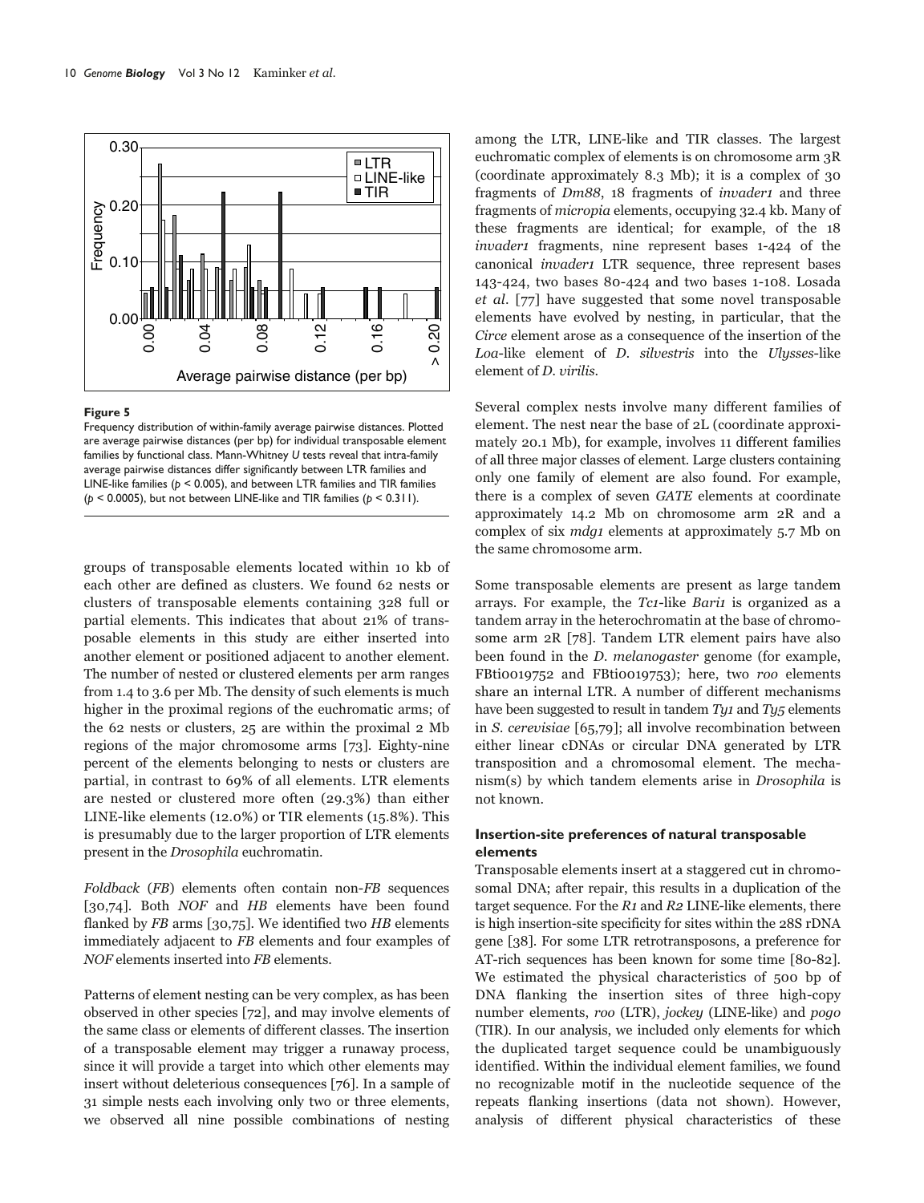**Figure 5**

Frequency distribution of within-family average pairwise distances. Plotted are average pairwise distances (per bp) for individual transposable element families by functional class. Mann-Whitney $U$ tests reveal that intra-family average pairwise distances differ significantly between LTR families and LINE-like families ($p < 0.005$), and between LTR families and TIR families ($p < 0.0005$), but not between LINE-like and TIR families ($p < 0.311$).

groups of transposable elements located within 10 kb of each other are defined as clusters. We found 62 nests or clusters of transposable elements containing 328 full or partial elements. This indicates that about 21% of transposable elements in this study are either inserted into another element or positioned adjacent to another element. The number of nested or clustered elements per arm ranges from 1.4 to 3.6 per Mb. The density of such elements is much higher in the proximal regions of the euchromatic arms; of the 62 nests or clusters, 25 are within the proximal 2 Mb regions of the major chromosome arms [73]. Eighty-nine percent of the elements belonging to nests or clusters are partial, in contrast to 69% of all elements. LTR elements are nested or clustered more often (29.3%) than either LINE-like elements (12.0%) or TIR elements (15.8%). This is presumably due to the larger proportion of LTR elements present in the *Drosophila* euchromatin.

*Foldback* (*FB*) elements often contain non-*FB* sequences [30,74]. Both *NOF* and *HB* elements have been found flanked by *FB* arms [30,75]. We identified two *HB* elements immediately adjacent to *FB* elements and four examples of *NOF* elements inserted into *FB* elements.

Patterns of element nesting can be very complex, as has been observed in other species [72], and may involve elements of the same class or elements of different classes. The insertion of a transposable element may trigger a runaway process, since it will provide a target into which other elements may insert without deleterious consequences [76]. In a sample of 31 simple nests each involving only two or three elements, we observed all nine possible combinations of nesting among the LTR, LINE-like and TIR classes. The largest euchromatic complex of elements is on chromosome arm 3R (coordinate approximately 8.3 Mb); it is a complex of 30 fragments of *Dm88*, 18 fragments of *invader1* and three fragments of *micropia* elements, occupying 32.4 kb. Many of these fragments are identical; for example, of the 18 *invader1* fragments, nine represent bases 1-424 of the canonical *invader1* LTR sequence, three represent bases 143-424, two bases 80-424 and two bases 1-108. Losada *et al*. [77] have suggested that some novel transposable elements have evolved by nesting, in particular, that the *Circe* element arose as a consequence of the insertion of the *Loa*-like element of *D. silvestris* into the *Ulysses*-like element of *D. virilis*.

Several complex nests involve many different families of element. The nest near the base of 2L (coordinate approximately 20.1 Mb), for example, involves 11 different families of all three major classes of element. Large clusters containing only one family of element are also found. For example, there is a complex of seven *GATE* elements at coordinate approximately 14.2 Mb on chromosome arm 2R and a complex of six *mdg1* elements at approximately 5.7 Mb on the same chromosome arm.

Some transposable elements are present as large tandem arrays. For example, the *Tc1*-like *Bari1* is organized as a tandem array in the heterochromatin at the base of chromosome arm 2R [78]. Tandem LTR element pairs have also been found in the *D. melanogaster* genome (for example, FBti0019752 and FBti0019753); here, two *roo* elements share an internal LTR. A number of different mechanisms have been suggested to result in tandem *Ty1* and *Ty5* elements in *S. cerevisiae* [65,79]; all involve recombination between either linear cDNAs or circular DNA generated by LTR transposition and a chromosomal element. The mechanism(s) by which tandem elements arise in *Drosophila* is not known.

### Insertion-site preferences of natural transposable elements

Transposable elements insert at a staggered cut in chromosomal DNA; after repair, this results in a duplication of the target sequence. For the *R1* and *R2* LINE-like elements, there is high insertion-site specificity for sites within the 28S rDNA gene [38]. For some LTR retrotransposons, a preference for AT-rich sequences has been known for some time [80-82]. We estimated the physical characteristics of 500 bp of DNA flanking the insertion sites of three high-copy number elements, *roo* (LTR), *jockey* (LINE-like) and *pogo* (TIR). In our analysis, we included only elements for which the duplicated target sequence could be unambiguously identified. Within the individual element families, we found no recognizable motif in the nucleotide sequence of the repeats flanking insertions (data not shown). However, analysis of different physical characteristics of these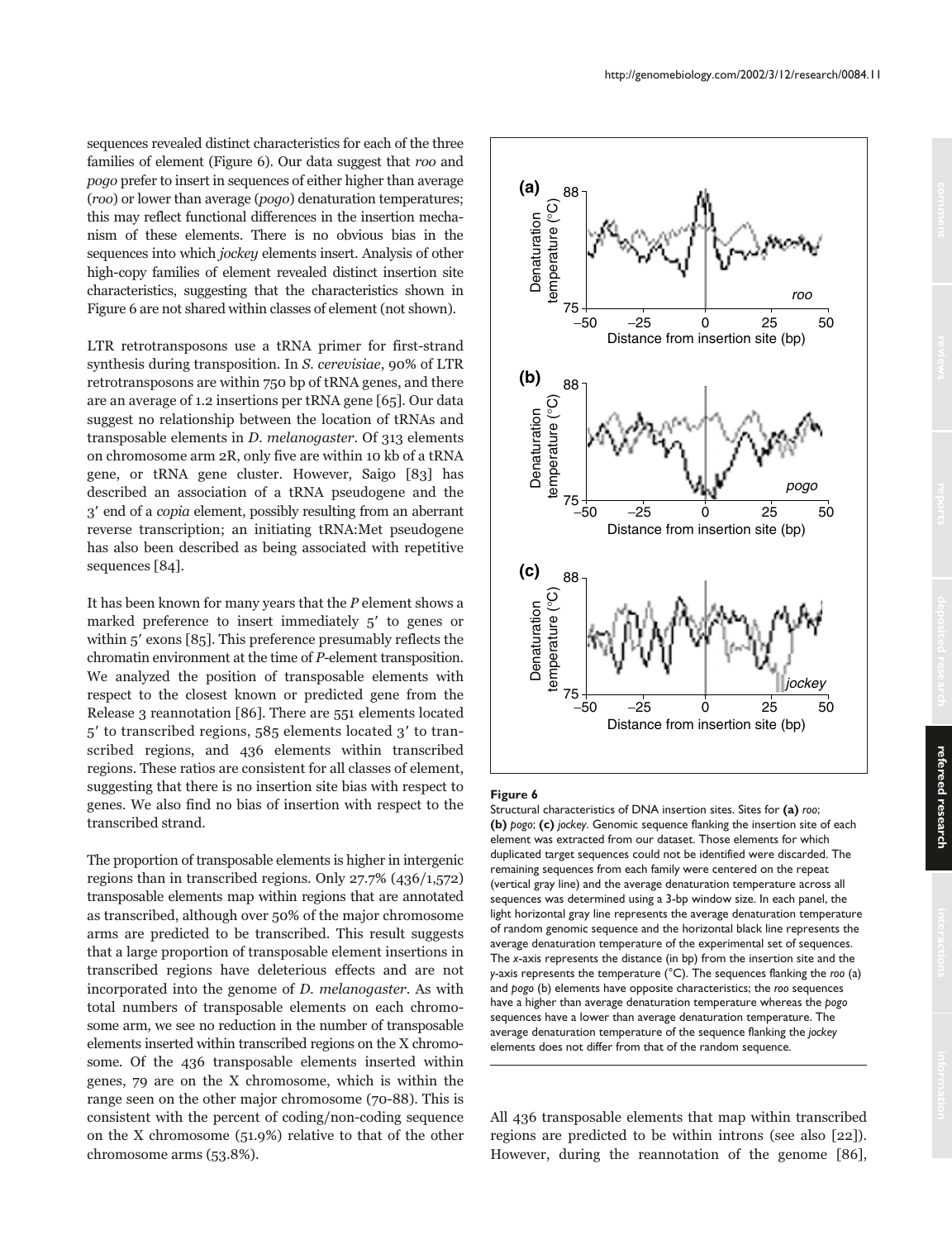sequences revealed distinct characteristics for each of the three families of element (Figure 6). Our data suggest that *roo* and *pogo* prefer to insert in sequences of either higher than average (*roo*) or lower than average (*pogo*) denaturation temperatures; this may reflect functional differences in the insertion mechanism of these elements. There is no obvious bias in the sequences into which *jockey* elements insert. Analysis of other high-copy families of element revealed distinct insertion site characteristics, suggesting that the characteristics shown in Figure 6 are not shared within classes of element (not shown).

LTR retrotransposons use a tRNA primer for first-strand synthesis during transposition. In *S. cerevisiae*, 90% of LTR retrotransposons are within 750 bp of tRNA genes, and there are an average of 1.2 insertions per tRNA gene [65]. Our data suggest no relationship between the location of tRNAs and transposable elements in *D. melanogaster*. Of 313 elements on chromosome arm 2R, only five are within 10 kb of a tRNA gene, or tRNA gene cluster. However, Saigo [83] has described an association of a tRNA pseudogene and the 3′ end of a *copia* element, possibly resulting from an aberrant reverse transcription; an initiating tRNA:Met pseudogene has also been described as being associated with repetitive sequences [84].

It has been known for many years that the *P* element shows a marked preference to insert immediately 5′ to genes or within 5′ exons [85]. This preference presumably reflects the chromatin environment at the time of *P*-element transposition. We analyzed the position of transposable elements with respect to the closest known or predicted gene from the Release 3 reannotation [86]. There are 551 elements located 5′ to transcribed regions, 585 elements located 3′ to transcribed regions, and 436 elements within transcribed regions. These ratios are consistent for all classes of element, suggesting that there is no insertion site bias with respect to genes. We also find no bias of insertion with respect to the transcribed strand.

The proportion of transposable elements is higher in intergenic regions than in transcribed regions. Only 27.7% (436/1,572) transposable elements map within regions that are annotated as transcribed, although over 50% of the major chromosome arms are predicted to be transcribed. This result suggests that a large proportion of transposable element insertions in transcribed regions have deleterious effects and are not incorporated into the genome of *D. melanogaster*. As with total numbers of transposable elements on each chromosome arm, we see no reduction in the number of transposable elements inserted within transcribed regions on the X chromosome. Of the 436 transposable elements inserted within genes, 79 are on the X chromosome, which is within the range seen on the other major chromosome (70-88). This is consistent with the percent of coding/non-coding sequence on the X chromosome (51.9%) relative to that of the other chromosome arms (53.8%).

**Figure 6**
Structural characteristics of DNA insertion sites. Sites for **(a)** *roo*; **(b)** *pogo*; **(c)** *jockey*. Genomic sequence flanking the insertion site of each element was extracted from our dataset. Those elements for which duplicated target sequences could not be identified were discarded. The remaining sequences from each family were centered on the repeat (vertical gray line) and the average denaturation temperature across all sequences was determined using a 3-bp window size. In each panel, the light horizontal gray line represents the average denaturation temperature of random genomic sequence and the horizontal black line represents the average denaturation temperature of the experimental set of sequences. The *x*-axis represents the distance (in bp) from the insertion site and the *y*-axis represents the temperature (°C). The sequences flanking the *roo* (a) and *pogo* (b) elements have opposite characteristics; the *roo* sequences have a higher than average denaturation temperature whereas the *pogo* sequences have a lower than average denaturation temperature. The average denaturation temperature of the sequence flanking the *jockey* elements does not differ from that of the random sequence.

All 436 transposable elements that map within transcribed regions are predicted to be within introns (see also [22]). However, during the reannotation of the genome [86],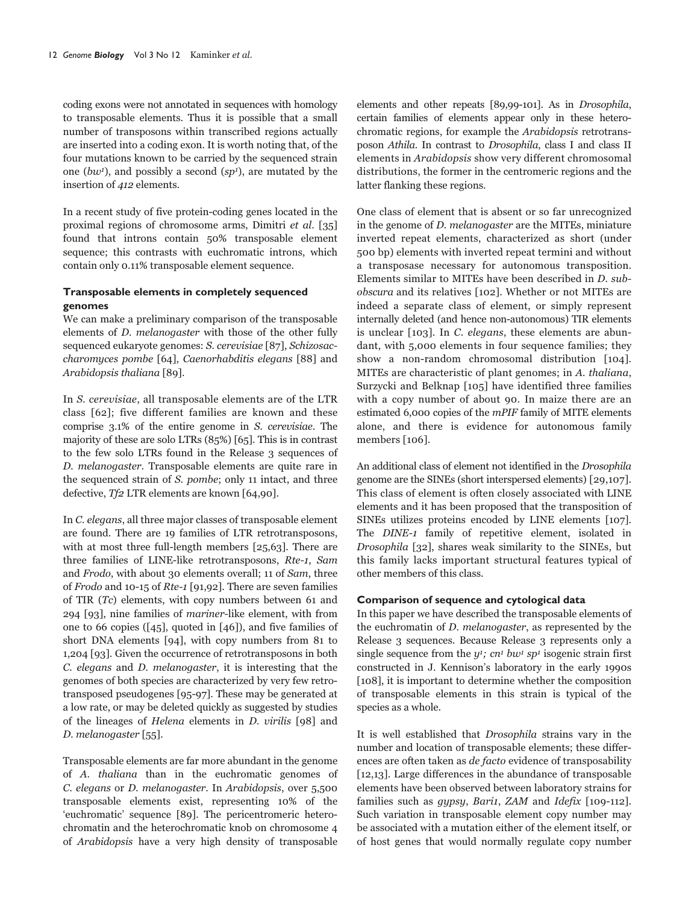coding exons were not annotated in sequences with homology to transposable elements. Thus it is possible that a small number of transposons within transcribed regions actually are inserted into a coding exon. It is worth noting that, of the four mutations known to be carried by the sequenced strain one ($bw^1$), and possibly a second ($sp^1$), are mutated by the insertion of *412* elements.

In a recent study of five protein-coding genes located in the proximal regions of chromosome arms, Dimitri *et al*. [35] found that introns contain 50% transposable element sequence; this contrasts with euchromatic introns, which contain only 0.11% transposable element sequence.

### Transposable elements in completely sequenced genomes

We can make a preliminary comparison of the transposable elements of *D. melanogaster* with those of the other fully sequenced eukaryote genomes: *S. cerevisiae* [87], *Schizosaccharomyces pombe* [64], *Caenorhabditis elegans* [88] and *Arabidopsis thaliana* [89].

In *S. cerevisiae*, all transposable elements are of the LTR class [62]; five different families are known and these comprise 3.1% of the entire genome in *S. cerevisiae*. The majority of these are solo LTRs (85%) [65]. This is in contrast to the few solo LTRs found in the Release 3 sequences of *D. melanogaster*. Transposable elements are quite rare in the sequenced strain of *S. pombe*; only 11 intact, and three defective, *Tf2* LTR elements are known [64,90].

In *C. elegans*, all three major classes of transposable element are found. There are 19 families of LTR retrotransposons, with at most three full-length members [25,63]. There are three families of LINE-like retrotransposons, *Rte-1*, *Sam* and *Frodo*, with about 30 elements overall; 11 of *Sam*, three of *Frodo* and 10-15 of *Rte-1* [91,92]. There are seven families of TIR (*Tc*) elements, with copy numbers between 61 and 294 [93], nine families of *mariner*-like element, with from one to 66 copies ([45], quoted in [46]), and five families of short DNA elements [94], with copy numbers from 81 to 1,204 [93]. Given the occurrence of retrotransposons in both *C. elegans* and *D. melanogaster*, it is interesting that the genomes of both species are characterized by very few retrotransposed pseudogenes [95-97]. These may be generated at a low rate, or may be deleted quickly as suggested by studies of the lineages of *Helena* elements in *D. virilis* [98] and *D. melanogaster* [55].

Transposable elements are far more abundant in the genome of *A. thaliana* than in the euchromatic genomes of *C. elegans* or *D. melanogaster*. In *Arabidopsis*, over 5,500 transposable elements exist, representing 10% of the 'euchromatic' sequence [89]. The pericentromeric heterochromatin and the heterochromatic knob on chromosome 4 of *Arabidopsis* have a very high density of transposable elements and other repeats [89,99-101]. As in *Drosophila*, certain families of elements appear only in these heterochromatic regions, for example the *Arabidopsis* retrotransposon *Athila*. In contrast to *Drosophila*, class I and class II elements in *Arabidopsis* show very different chromosomal distributions, the former in the centromeric regions and the latter flanking these regions.

One class of element that is absent or so far unrecognized in the genome of *D. melanogaster* are the MITEs, miniature inverted repeat elements, characterized as short (under 500 bp) elements with inverted repeat termini and without a transposase necessary for autonomous transposition. Elements similar to MITEs have been described in *D. subobscura* and its relatives [102]. Whether or not MITEs are indeed a separate class of element, or simply represent internally deleted (and hence non-autonomous) TIR elements is unclear [103]. In *C. elegans*, these elements are abundant, with 5,000 elements in four sequence families; they show a non-random chromosomal distribution [104]. MITEs are characteristic of plant genomes; in *A. thaliana*, Surzycki and Belknap [105] have identified three families with a copy number of about 90. In maize there are an estimated 6,000 copies of the *mPIF* family of MITE elements alone, and there is evidence for autonomous family members [106].

An additional class of element not identified in the *Drosophila* genome are the SINEs (short interspersed elements) [29,107]. This class of element is often closely associated with LINE elements and it has been proposed that the transposition of SINEs utilizes proteins encoded by LINE elements [107]. The *DINE-1* family of repetitive element, isolated in *Drosophila* [32], shares weak similarity to the SINEs, but this family lacks important structural features typical of other members of this class.

### Comparison of sequence and cytological data

In this paper we have described the transposable elements of the euchromatin of *D. melanogaster*, as represented by the Release 3 sequences. Because Release 3 represents only a single sequence from the $y^1$; $cn^1$ $bw^1$ $sp^1$ isogenic strain first constructed in J. Kennison's laboratory in the early 1990s [108], it is important to determine whether the composition of transposable elements in this strain is typical of the species as a whole.

It is well established that *Drosophila* strains vary in the number and location of transposable elements; these differences are often taken as *de facto* evidence of transposability [12,13]. Large differences in the abundance of transposable elements have been observed between laboratory strains for families such as *gypsy*, *Bari1*, *ZAM* and *Idefix* [109-112]. Such variation in transposable element copy number may be associated with a mutation either of the element itself, or of host genes that would normally regulate copy number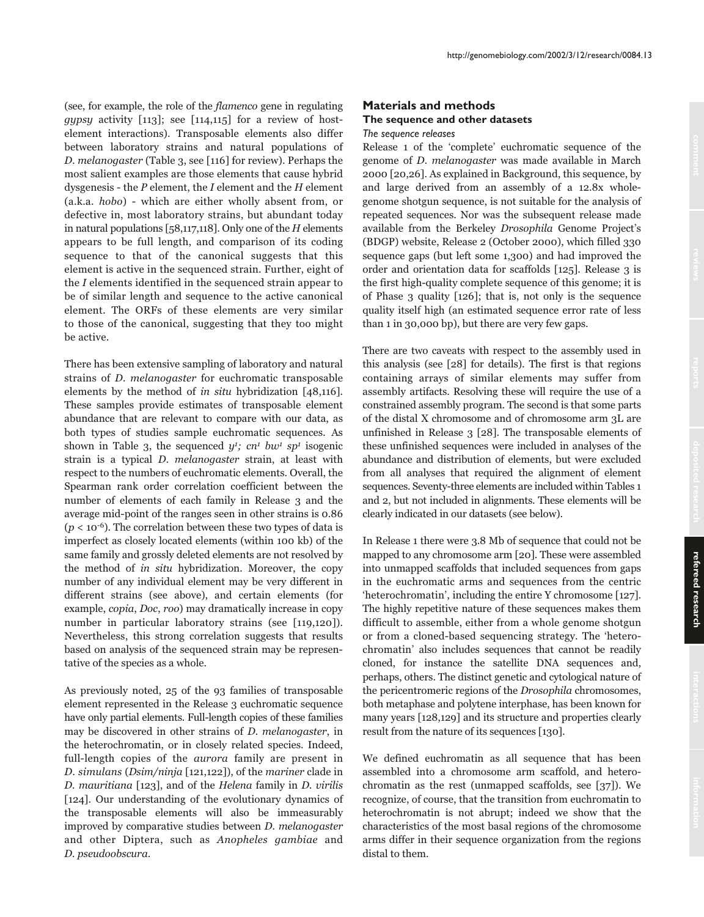(see, for example, the role of the *flamenco* gene in regulating *gypsy* activity [113]; see [114,115] for a review of host-element interactions). Transposable elements also differ between laboratory strains and natural populations of *D. melanogaster* (Table 3, see [116] for review). Perhaps the most salient examples are those elements that cause hybrid dysgenesis - the *P* element, the *I* element and the *H* element (a.k.a. *hobo*) - which are either wholly absent from, or defective in, most laboratory strains, but abundant today in natural populations [58,117,118]. Only one of the *H* elements appears to be full length, and comparison of its coding sequence to that of the canonical suggests that this element is active in the sequenced strain. Further, eight of the *I* elements identified in the sequenced strain appear to be of similar length and sequence to the active canonical element. The ORFs of these elements are very similar to those of the canonical, suggesting that they too might be active.

There has been extensive sampling of laboratory and natural strains of *D. melanogaster* for euchromatic transposable elements by the method of *in situ* hybridization [48,116]. These samples provide estimates of transposable element abundance that are relevant to compare with our data, as both types of studies sample euchromatic sequences. As shown in Table 3, the sequenced $y^1$; $cn^1$ $bw^1$ $sp^1$ isogenic strain is a typical *D. melanogaster* strain, at least with respect to the numbers of euchromatic elements. Overall, the Spearman rank order correlation coefficient between the number of elements of each family in Release 3 and the average mid-point of the ranges seen in other strains is 0.86 ($p < 10^{-6}$). The correlation between these two types of data is imperfect as closely located elements (within 100 kb) of the same family and grossly deleted elements are not resolved by the method of *in situ* hybridization. Moreover, the copy number of any individual element may be very different in different strains (see above), and certain elements (for example, *copia*, *Doc*, *roo*) may dramatically increase in copy number in particular laboratory strains (see [119,120]). Nevertheless, this strong correlation suggests that results based on analysis of the sequenced strain may be representative of the species as a whole.

As previously noted, 25 of the 93 families of transposable element represented in the Release 3 euchromatic sequence have only partial elements. Full-length copies of these families may be discovered in other strains of *D. melanogaster*, in the heterochromatin, or in closely related species. Indeed, full-length copies of the *aurora* family are present in *D. simulans* (*Dsim/ninja* [121,122]), of the *mariner* clade in *D. mauritiana* [123], and of the *Helena* family in *D. virilis* [124]. Our understanding of the evolutionary dynamics of the transposable elements will also be immeasurably improved by comparative studies between *D. melanogaster* and other Diptera, such as *Anopheles gambiae* and *D. pseudoobscura*.

## Materials and methods

### The sequence and other datasets

#### *The sequence releases*

Release 1 of the 'complete' euchromatic sequence of the genome of *D. melanogaster* was made available in March 2000 [20,26]. As explained in Background, this sequence, by and large derived from an assembly of a 12.8x whole-genome shotgun sequence, is not suitable for the analysis of repeated sequences. Nor was the subsequent release made available from the Berkeley *Drosophila* Genome Project's (BDGP) website, Release 2 (October 2000), which filled 330 sequence gaps (but left some 1,300) and had improved the order and orientation data for scaffolds [125]. Release 3 is the first high-quality complete sequence of this genome; it is of Phase 3 quality [126]; that is, not only is the sequence quality itself high (an estimated sequence error rate of less than 1 in 30,000 bp), but there are very few gaps.

There are two caveats with respect to the assembly used in this analysis (see [28] for details). The first is that regions containing arrays of similar elements may suffer from assembly artifacts. Resolving these will require the use of a constrained assembly program. The second is that some parts of the distal X chromosome and of chromosome arm 3L are unfinished in Release 3 [28]. The transposable elements of these unfinished sequences were included in analyses of the abundance and distribution of elements, but were excluded from all analyses that required the alignment of element sequences. Seventy-three elements are included within Tables 1 and 2, but not included in alignments. These elements will be clearly indicated in our datasets (see below).

In Release 1 there were 3.8 Mb of sequence that could not be mapped to any chromosome arm [20]. These were assembled into unmapped scaffolds that included sequences from gaps in the euchromatic arms and sequences from the centric 'heterochromatin', including the entire Y chromosome [127]. The highly repetitive nature of these sequences makes them difficult to assemble, either from a whole genome shotgun or from a cloned-based sequencing strategy. The 'heterochromatin' also includes sequences that cannot be readily cloned, for instance the satellite DNA sequences and, perhaps, others. The distinct genetic and cytological nature of the pericentromeric regions of the *Drosophila* chromosomes, both metaphase and polytene interphase, has been known for many years [128,129] and its structure and properties clearly result from the nature of its sequences [130].

We defined euchromatin as all sequence that has been assembled into a chromosome arm scaffold, and heterochromatin as the rest (unmapped scaffolds, see [37]). We recognize, of course, that the transition from euchromatin to heterochromatin is not abrupt; indeed we show that the characteristics of the most basal regions of the chromosome arms differ in their sequence organization from the regions distal to them.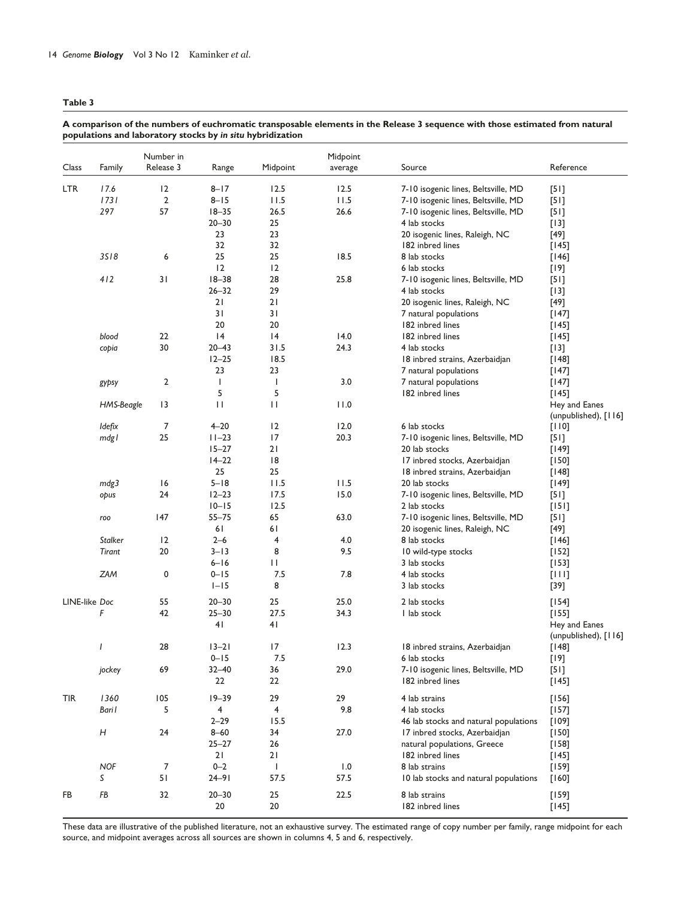**Table 3**

**A comparison of the numbers of euchromatic transposable elements in the Release 3 sequence with those estimated from natural populations and laboratory stocks by *in situ* hybridization**

| Class | Family | Number in Release 3 | Range | Midpoint | Midpoint average | Source | Reference |
|---|---|---|---|---|---|---|---|
| LTR | *17.6* | 12 | 8–17 | 12.5 | 12.5 | 7-10 isogenic lines, Beltsville, MD | [51] |
| | *1731* | 2 | 8–15 | 11.5 | 11.5 | 7-10 isogenic lines, Beltsville, MD | [51] |
| | *297* | 57 | 18–35 | 26.5 | 26.6 | 7-10 isogenic lines, Beltsville, MD | [51] |
| | | | 20–30 | 25 | | 4 lab stocks | [13] |
| | | | 23 | 23 | | 20 isogenic lines, Raleigh, NC | [49] |
| | | | 32 | 32 | | 182 inbred lines | [145] |
| | *3S18* | 6 | 25 | 25 | 18.5 | 8 lab stocks | [146] |
| | | | 12 | 12 | | 6 lab stocks | [19] |
| | *412* | 31 | 18–38 | 28 | 25.8 | 7-10 isogenic lines, Beltsville, MD | [51] |
| | | | 26–32 | 29 | | 4 lab stocks | [13] |
| | | | 21 | 21 | | 20 isogenic lines, Raleigh, NC | [49] |
| | | | 31 | 31 | | 7 natural populations | [147] |
| | | | 20 | 20 | | 182 inbred lines | [145] |
| | *blood* | 22 | 14 | 14 | 14.0 | 182 inbred lines | [145] |
| | *copia* | 30 | 20–43 | 31.5 | 24.3 | 4 lab stocks | [13] |
| | | | 12–25 | 18.5 | | 18 inbred strains, Azerbaidjan | [148] |
| | | | 23 | 23 | | 7 natural populations | [147] |
| | *gypsy* | 2 | 1 | 1 | 3.0 | 7 natural populations | [147] |
| | | | 5 | 5 | | 182 inbred lines | [145] |
| | *HMS-Beagle* | 13 | 11 | 11 | 11.0 | | Hey and Eanes (unpublished), [116] |
| | *Idefix* | 7 | 4–20 | 12 | 12.0 | 6 lab stocks | [110] |
| | *mdg1* | 25 | 11–23 | 17 | 20.3 | 7-10 isogenic lines, Beltsville, MD | [51] |
| | | | 15–27 | 21 | | 20 lab stocks | [149] |
| | | | 14–22 | 18 | | 17 inbred stocks, Azerbaidjan | [150] |
| | | | 25 | 25 | | 18 inbred strains, Azerbaidjan | [148] |
| | *mdg3* | 16 | 5–18 | 11.5 | 11.5 | 20 lab stocks | [149] |
| | *opus* | 24 | 12–23 | 17.5 | 15.0 | 7-10 isogenic lines, Beltsville, MD | [51] |
| | | | 10–15 | 12.5 | | 2 lab stocks | [151] |
| | *roo* | 147 | 55–75 | 65 | 63.0 | 7-10 isogenic lines, Beltsville, MD | [51] |
| | | | 61 | 61 | | 20 isogenic lines, Raleigh, NC | [49] |
| | *Stalker* | 12 | 2–6 | 4 | 4.0 | 8 lab stocks | [146] |
| | *Tirant* | 20 | 3–13 | 8 | 9.5 | 10 wild-type stocks | [152] |
| | | | 6–16 | 11 | | 3 lab stocks | [153] |
| | *ZAM* | 0 | 0–15 | 7.5 | 7.8 | 4 lab stocks | [111] |
| | | | 1–15 | 8 | | 3 lab stocks | [39] |
| LINE-like | *Doc* | 55 | 20–30 | 25 | 25.0 | 2 lab stocks | [154] |
| | *F* | 42 | 25–30 | 27.5 | 34.3 | 1 lab stock | [155] |
| | | | 41 | 41 | | | Hey and Eanes (unpublished), [116] |
| | *I* | 28 | 13–21 | 17 | 12.3 | 18 inbred strains, Azerbaidjan | [148] |
| | | | 0–15 | 7.5 | | 6 lab stocks | [19] |
| | *jockey* | 69 | 32–40 | 36 | 29.0 | 7-10 isogenic lines, Beltsville, MD | [51] |
| | | | 22 | 22 | | 182 inbred lines | [145] |
| TIR | *1360* | 105 | 19–39 | 29 | 29 | 4 lab strains | [156] |
| | *Bari1* | 5 | 4 | 4 | 9.8 | 4 lab stocks | [157] |
| | | | 2–29 | 15.5 | | 46 lab stocks and natural populations | [109] |
| | *H* | 24 | 8–60 | 34 | 27.0 | 17 inbred stocks, Azerbaidjan | [150] |
| | | | 25–27 | 26 | | natural populations, Greece | [158] |
| | | | 21 | 21 | | 182 inbred lines | [145] |
| | *NOF* | 7 | 0–2 | 1 | 1.0 | 8 lab strains | [159] |
| | *S* | 51 | 24–91 | 57.5 | 57.5 | 10 lab stocks and natural populations | [160] |
| FB | *FB* | 32 | 20–30 | 25 | 22.5 | 8 lab strains | [159] |
| | | | 20 | 20 | | 182 inbred lines | [145] |

These data are illustrative of the published literature, not an exhaustive survey. The estimated range of copy number per family, range midpoint for each source, and midpoint averages across all sources are shown in columns 4, 5 and 6, respectively.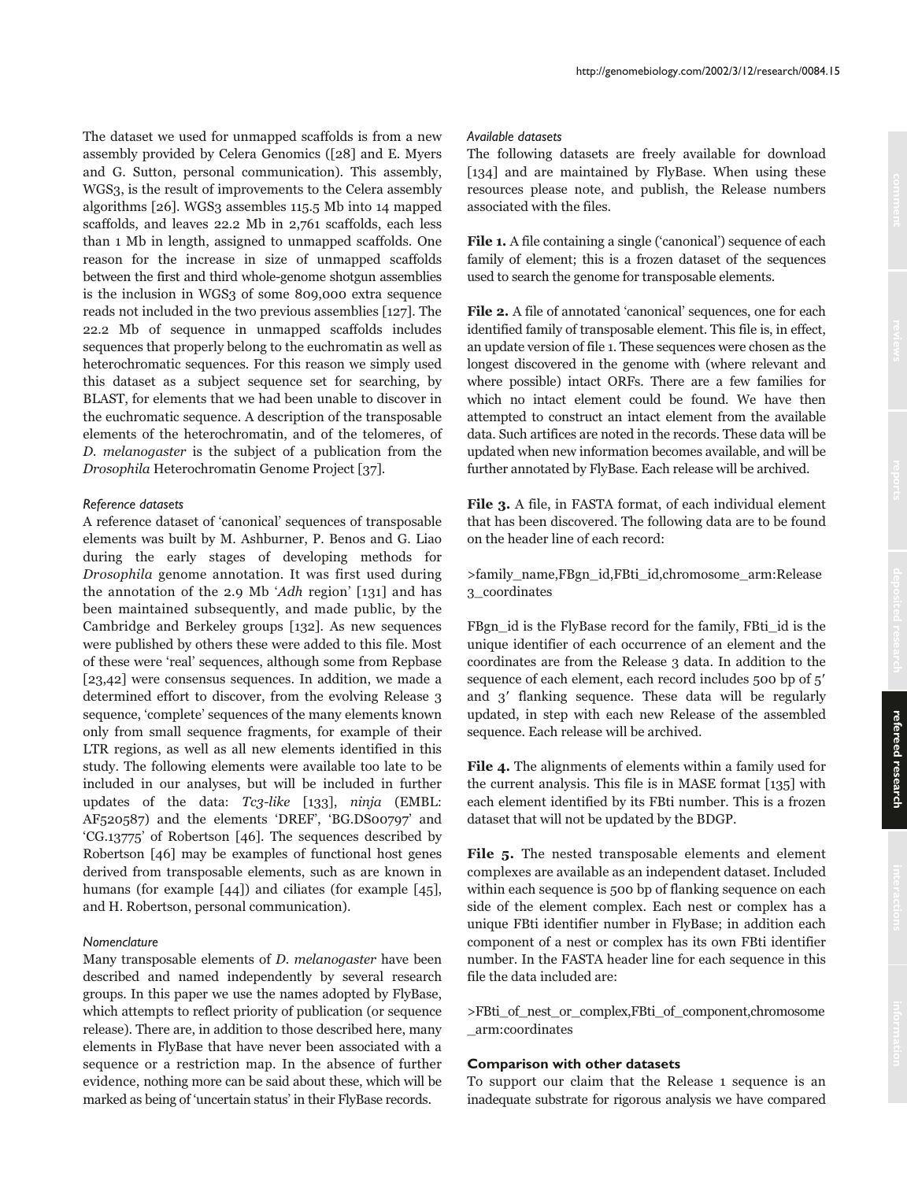The dataset we used for unmapped scaffolds is from a new assembly provided by Celera Genomics ([28] and E. Myers and G. Sutton, personal communication). This assembly, WGS3, is the result of improvements to the Celera assembly algorithms [26]. WGS3 assembles 115.5 Mb into 14 mapped scaffolds, and leaves 22.2 Mb in 2,761 scaffolds, each less than 1 Mb in length, assigned to unmapped scaffolds. One reason for the increase in size of unmapped scaffolds between the first and third whole-genome shotgun assemblies is the inclusion in WGS3 of some 809,000 extra sequence reads not included in the two previous assemblies [127]. The 22.2 Mb of sequence in unmapped scaffolds includes sequences that properly belong to the euchromatin as well as heterochromatic sequences. For this reason we simply used this dataset as a subject sequence set for searching, by BLAST, for elements that we had been unable to discover in the euchromatic sequence. A description of the transposable elements of the heterochromatin, and of the telomeres, of *D. melanogaster* is the subject of a publication from the *Drosophila* Heterochromatin Genome Project [37].

### *Reference datasets*

A reference dataset of 'canonical' sequences of transposable elements was built by M. Ashburner, P. Benos and G. Liao during the early stages of developing methods for *Drosophila* genome annotation. It was first used during the annotation of the 2.9 Mb '*Adh* region' [131] and has been maintained subsequently, and made public, by the Cambridge and Berkeley groups [132]. As new sequences were published by others these were added to this file. Most of these were 'real' sequences, although some from Repbase [23,42] were consensus sequences. In addition, we made a determined effort to discover, from the evolving Release 3 sequence, 'complete' sequences of the many elements known only from small sequence fragments, for example of their LTR regions, as well as all new elements identified in this study. The following elements were available too late to be included in our analyses, but will be included in further updates of the data: *Tc3-like* [133], *ninja* (EMBL: AF520587) and the elements 'DREF', 'BG.DS00797' and 'CG.13775' of Robertson [46]. The sequences described by Robertson [46] may be examples of functional host genes derived from transposable elements, such as are known in humans (for example [44]) and ciliates (for example [45], and H. Robertson, personal communication).

### *Nomenclature*

Many transposable elements of *D. melanogaster* have been described and named independently by several research groups. In this paper we use the names adopted by FlyBase, which attempts to reflect priority of publication (or sequence release). There are, in addition to those described here, many elements in FlyBase that have never been associated with a sequence or a restriction map. In the absence of further evidence, nothing more can be said about these, which will be marked as being of 'uncertain status' in their FlyBase records.

### *Available datasets*

The following datasets are freely available for download [134] and are maintained by FlyBase. When using these resources please note, and publish, the Release numbers associated with the files.

**File 1.** A file containing a single ('canonical') sequence of each family of element; this is a frozen dataset of the sequences used to search the genome for transposable elements.

**File 2.** A file of annotated 'canonical' sequences, one for each identified family of transposable element. This file is, in effect, an update version of file 1. These sequences were chosen as the longest discovered in the genome with (where relevant and where possible) intact ORFs. There are a few families for which no intact element could be found. We have then attempted to construct an intact element from the available data. Such artifices are noted in the records. These data will be updated when new information becomes available, and will be further annotated by FlyBase. Each release will be archived.

**File 3.** A file, in FASTA format, of each individual element that has been discovered. The following data are to be found on the header line of each record:

>family_name,FBgn_id,FBti_id,chromosome_arm:Release 3_coordinates

FBgn_id is the FlyBase record for the family, FBti_id is the unique identifier of each occurrence of an element and the coordinates are from the Release 3 data. In addition to the sequence of each element, each record includes 500 bp of 5′ and 3′ flanking sequence. These data will be regularly updated, in step with each new Release of the assembled sequence. Each release will be archived.

**File 4.** The alignments of elements within a family used for the current analysis. This file is in MASE format [135] with each element identified by its FBti number. This is a frozen dataset that will not be updated by the BDGP.

**File 5.** The nested transposable elements and element complexes are available as an independent dataset. Included within each sequence is 500 bp of flanking sequence on each side of the element complex. Each nest or complex has a unique FBti identifier number in FlyBase; in addition each component of a nest or complex has its own FBti identifier number. In the FASTA header line for each sequence in this file the data included are:

>FBti_of_nest_or_complex,FBti_of_component,chromosome_arm:coordinates

## **Comparison with other datasets**

To support our claim that the Release 1 sequence is an inadequate substrate for rigorous analysis we have compared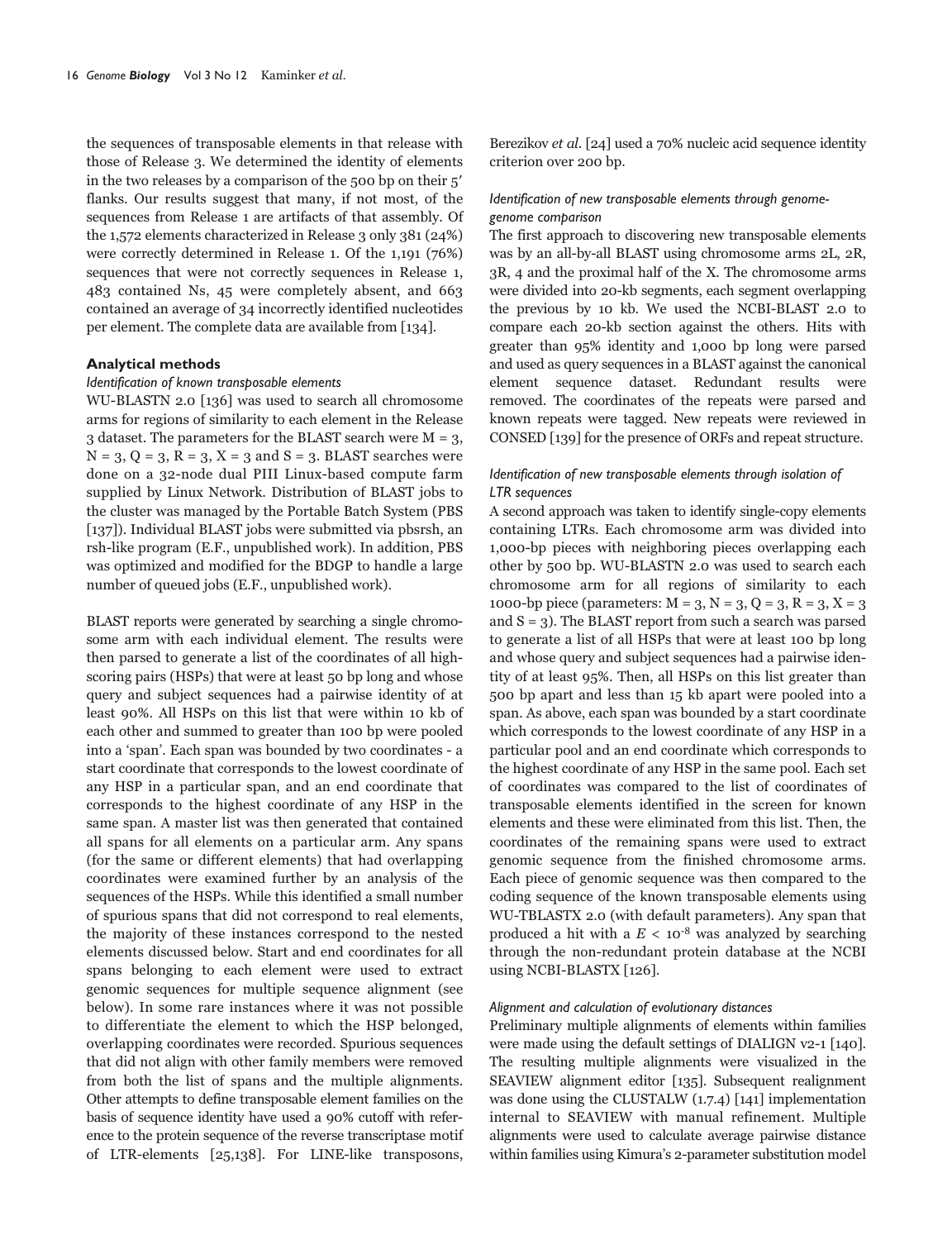the sequences of transposable elements in that release with those of Release 3. We determined the identity of elements in the two releases by a comparison of the 500 bp on their 5′ flanks. Our results suggest that many, if not most, of the sequences from Release 1 are artifacts of that assembly. Of the 1,572 elements characterized in Release 3 only 381 (24%) were correctly determined in Release 1. Of the 1,191 (76%) sequences that were not correctly sequences in Release 1, 483 contained Ns, 45 were completely absent, and 663 contained an average of 34 incorrectly identified nucleotides per element. The complete data are available from [134].

## Analytical methods

### *Identification of known transposable elements*

WU-BLASTN 2.0 [136] was used to search all chromosome arms for regions of similarity to each element in the Release 3 dataset. The parameters for the BLAST search were M = 3, N = 3, Q = 3, R = 3, X = 3 and S = 3. BLAST searches were done on a 32-node dual PIII Linux-based compute farm supplied by Linux Network. Distribution of BLAST jobs to the cluster was managed by the Portable Batch System (PBS [137]). Individual BLAST jobs were submitted via pbsrsh, an rsh-like program (E.F., unpublished work). In addition, PBS was optimized and modified for the BDGP to handle a large number of queued jobs (E.F., unpublished work).

BLAST reports were generated by searching a single chromosome arm with each individual element. The results were then parsed to generate a list of the coordinates of all high-scoring pairs (HSPs) that were at least 50 bp long and whose query and subject sequences had a pairwise identity of at least 90%. All HSPs on this list that were within 10 kb of each other and summed to greater than 100 bp were pooled into a 'span'. Each span was bounded by two coordinates - a start coordinate that corresponds to the lowest coordinate of any HSP in a particular span, and an end coordinate that corresponds to the highest coordinate of any HSP in the same span. A master list was then generated that contained all spans for all elements on a particular arm. Any spans (for the same or different elements) that had overlapping coordinates were examined further by an analysis of the sequences of the HSPs. While this identified a small number of spurious spans that did not correspond to real elements, the majority of these instances correspond to the nested elements discussed below. Start and end coordinates for all spans belonging to each element were used to extract genomic sequences for multiple sequence alignment (see below). In some rare instances where it was not possible to differentiate the element to which the HSP belonged, overlapping coordinates were recorded. Spurious sequences that did not align with other family members were removed from both the list of spans and the multiple alignments. Other attempts to define transposable element families on the basis of sequence identity have used a 90% cutoff with reference to the protein sequence of the reverse transcriptase motif of LTR-elements [25,138]. For LINE-like transposons, Berezikov *et al.* [24] used a 70% nucleic acid sequence identity criterion over 200 bp.

### *Identification of new transposable elements through genome-genome comparison*

The first approach to discovering new transposable elements was by an all-by-all BLAST using chromosome arms 2L, 2R, 3R, 4 and the proximal half of the X. The chromosome arms were divided into 20-kb segments, each segment overlapping the previous by 10 kb. We used the NCBI-BLAST 2.0 to compare each 20-kb section against the others. Hits with greater than 95% identity and 1,000 bp long were parsed and used as query sequences in a BLAST against the canonical element sequence dataset. Redundant results were removed. The coordinates of the repeats were parsed and known repeats were tagged. New repeats were reviewed in CONSED [139] for the presence of ORFs and repeat structure.

### *Identification of new transposable elements through isolation of LTR sequences*

A second approach was taken to identify single-copy elements containing LTRs. Each chromosome arm was divided into 1,000-bp pieces with neighboring pieces overlapping each other by 500 bp. WU-BLASTN 2.0 was used to search each chromosome arm for all regions of similarity to each 1000-bp piece (parameters: M = 3, N = 3, Q = 3, R = 3, X = 3 and S = 3). The BLAST report from such a search was parsed to generate a list of all HSPs that were at least 100 bp long and whose query and subject sequences had a pairwise identity of at least 95%. Then, all HSPs on this list greater than 500 bp apart and less than 15 kb apart were pooled into a span. As above, each span was bounded by a start coordinate which corresponds to the lowest coordinate of any HSP in a particular pool and an end coordinate which corresponds to the highest coordinate of any HSP in the same pool. Each set of coordinates was compared to the list of coordinates of transposable elements identified in the screen for known elements and these were eliminated from this list. Then, the coordinates of the remaining spans were used to extract genomic sequence from the finished chromosome arms. Each piece of genomic sequence was then compared to the coding sequence of the known transposable elements using WU-TBLASTX 2.0 (with default parameters). Any span that produced a hit with a $E < 10^{-8}$ was analyzed by searching through the non-redundant protein database at the NCBI using NCBI-BLASTX [126].

### *Alignment and calculation of evolutionary distances*

Preliminary multiple alignments of elements within families were made using the default settings of DIALIGN v2-1 [140]. The resulting multiple alignments were visualized in the SEAVIEW alignment editor [135]. Subsequent realignment was done using the CLUSTALW (1.7.4) [141] implementation internal to SEAVIEW with manual refinement. Multiple alignments were used to calculate average pairwise distance within families using Kimura's 2-parameter substitution model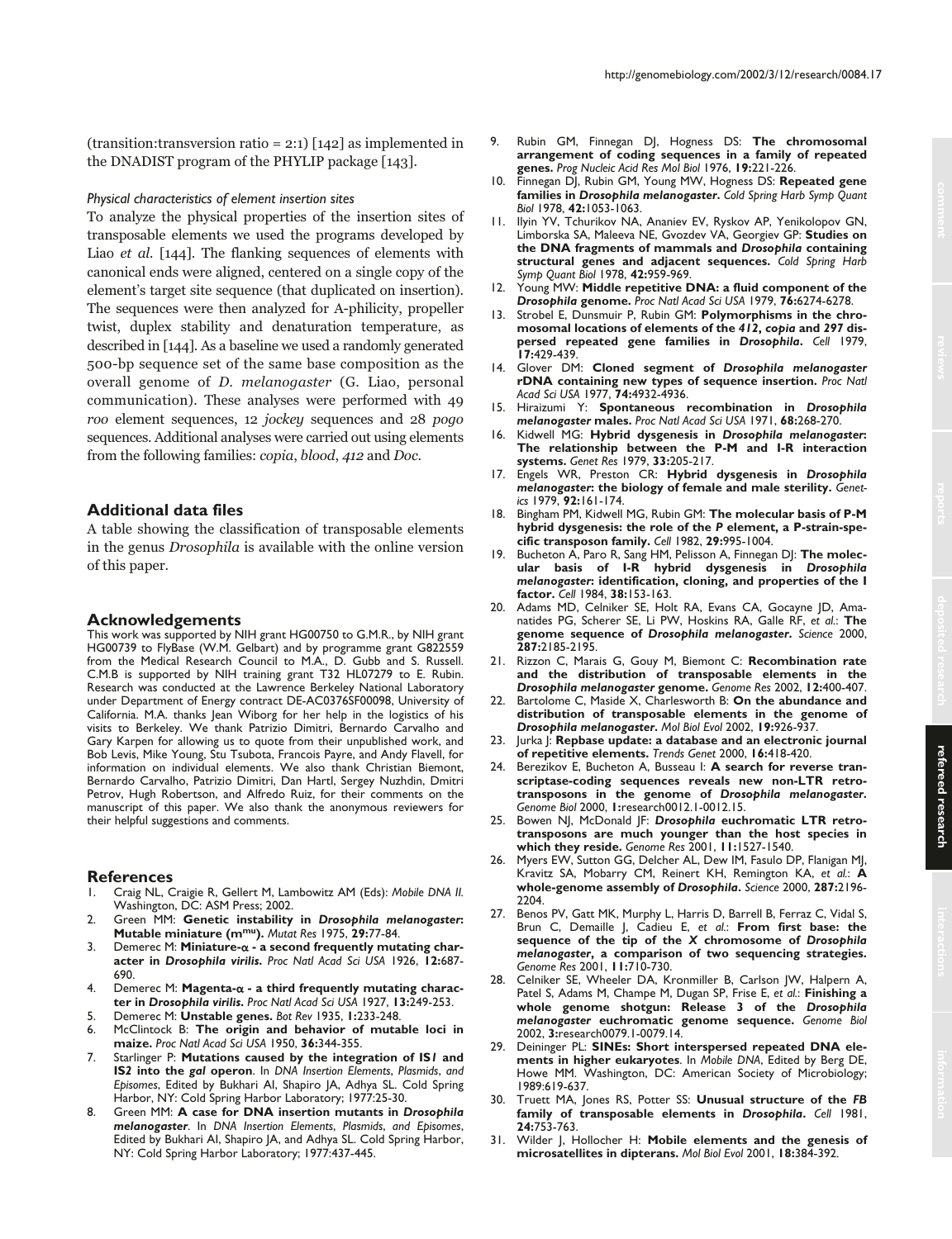(transition:transversion ratio = 2:1) [142] as implemented in the DNADIST program of the PHYLIP package [143].

### *Physical characteristics of element insertion sites*

To analyze the physical properties of the insertion sites of transposable elements we used the programs developed by Liao *et al.* [144]. The flanking sequences of elements with canonical ends were aligned, centered on a single copy of the element's target site sequence (that duplicated on insertion). The sequences were then analyzed for A-philicity, propeller twist, duplex stability and denaturation temperature, as described in [144]. As a baseline we used a randomly generated 500-bp sequence set of the same base composition as the overall genome of *D. melanogaster* (G. Liao, personal communication). These analyses were performed with 49 *roo* element sequences, 12 *jockey* sequences and 28 *pogo* sequences. Additional analyses were carried out using elements from the following families: *copia*, *blood*, *412* and *Doc*.

## Additional data files

A table showing the classification of transposable elements in the genus *Drosophila* is available with the online version of this paper.

## Acknowledgements

This work was supported by NIH grant HG00750 to G.M.R., by NIH grant HG00739 to FlyBase (W.M. Gelbart) and by programme grant G822559 from the Medical Research Council to M.A., D. Gubb and S. Russell. C.M.B is supported by NIH training grant T32 HL07279 to E. Rubin. Research was conducted at the Lawrence Berkeley National Laboratory under Department of Energy contract DE-AC0376SF00098, University of California. M.A. thanks Jean Wiborg for her help in the logistics of his visits to Berkeley. We thank Patrizio Dimitri, Bernardo Carvalho and Gary Karpen for allowing us to quote from their unpublished work, and Bob Levis, Mike Young, Stu Tsubota, Francois Payre, and Andy Flavell, for information on individual elements. We also thank Christian Biemont, Bernardo Carvalho, Patrizio Dimitri, Dan Hartl, Sergey Nuzhdin, Dmitri Petrov, Hugh Robertson, and Alfredo Ruiz, for their comments on the manuscript of this paper. We also thank the anonymous reviewers for their helpful suggestions and comments.

## References

1. Craig NL, Craigie R, Gellert M, Lambowitz AM (Eds): *Mobile DNA II.* Washington, DC: ASM Press; 2002.
2. Green MM: **Genetic instability in *Drosophila melanogaster*: Mutable miniature ($m^{mu}$).** *Mutat Res* 1975, **29:**77-84.
3. Demerec M: **Miniature-α - a second frequently mutating character in *Drosophila virilis*.** *Proc Natl Acad Sci USA* 1926, **12:**687-690.
4. Demerec M: **Magenta-α - a third frequently mutating character in *Drosophila virilis*.** *Proc Natl Acad Sci USA* 1927, **13:**249-253.
5. Demerec M: **Unstable genes.** *Bot Rev* 1935, **1:**233-248.
6. McClintock B: **The origin and behavior of mutable loci in maize.** *Proc Natl Acad Sci USA* 1950, **36:**344-355.
7. Starlinger P: **Mutations caused by the integration of IS*1* and IS2 into the *gal* operon**. In *DNA Insertion Elements, Plasmids, and Episomes*, Edited by Bukhari AI, Shapiro JA, Adhya SL. Cold Spring Harbor, NY: Cold Spring Harbor Laboratory; 1977:25-30.
8. Green MM: **A case for DNA insertion mutants in *Drosophila melanogaster***. In *DNA Insertion Elements, Plasmids, and Episomes*, Edited by Bukhari AI, Shapiro JA, Adhya SL. Cold Spring Harbor, NY: Cold Spring Harbor Laboratory; 1977:437-445.
9. Rubin GM, Finnegan DJ, Hogness DS: **The chromosomal arrangement of coding sequences in a family of repeated genes.** *Prog Nucleic Acid Res Mol Biol* 1976, **19:**221-226.
10. Finnegan DJ, Rubin GM, Young MW, Hogness DS: **Repeated gene families in *Drosophila melanogaster*.** *Cold Spring Harb Symp Quant Biol* 1978, **42:**1053-1063.
11. Ilyin YV, Tchurikov NA, Ananiev EV, Ryskov AP, Yenikolopov GN, Limborska SA, Maleeva NE, Gvozdev VA, Georgiev GP: **Studies on the DNA fragments of mammals and *Drosophila* containing structural genes and adjacent sequences.** *Cold Spring Harb Symp Quant Biol* 1978, **42:**959-969.
12. Young MW: **Middle repetitive DNA: a fluid component of the *Drosophila* genome.** *Proc Natl Acad Sci USA* 1979, **76:**6274-6278.
13. Strobel E, Dunsmuir P, Rubin GM: **Polymorphisms in the chromosomal locations of elements of the *412*, *copia* and *297* dispersed repeated gene families in *Drosophila*.** *Cell* 1979, **17:**429-439.
14. Glover DM: **Cloned segment of *Drosophila melanogaster* rDNA containing new types of sequence insertion.** *Proc Natl Acad Sci USA* 1977, **74:**4932-4936.
15. Hiraizumi Y: **Spontaneous recombination in *Drosophila melanogaster* males.** *Proc Natl Acad Sci USA* 1971, **68:**268-270.
16. Kidwell MG: **Hybrid dysgenesis in *Drosophila melanogaster*: The relationship between the P-M and I-R interaction systems.** *Genet Res* 1979, **33:**205-217.
17. Engels WR, Preston CR: **Hybrid dysgenesis in *Drosophila melanogaster*: the biology of female and male sterility.** *Genetics* 1979, **92:**161-174.
18. Bingham PM, Kidwell MG, Rubin GM: **The molecular basis of P-M hybrid dysgenesis: the role of the *P* element, a P-strain-specific transposon family.** *Cell* 1982, **29:**995-1004.
19. Bucheton A, Paro R, Sang HM, Pelisson A, Finnegan DJ: **The molecular basis of I-R hybrid dysgenesis in *Drosophila melanogaster*: identification, cloning, and properties of the I factor.** *Cell* 1984, **38:**153-163.
20. Adams MD, Celniker SE, Holt RA, Evans CA, Gocayne JD, Amanatides PG, Scherer SE, Li PW, Hoskins RA, Galle RF, *et al.*: **The genome sequence of *Drosophila melanogaster*.** *Science* 2000, **287:**2185-2195.
21. Rizzon C, Marais G, Gouy M, Biemont C: **Recombination rate and the distribution of transposable elements in the *Drosophila melanogaster* genome.** *Genome Res* 2002, **12:**400-407.
22. Bartolome C, Maside X, Charlesworth B: **On the abundance and distribution of transposable elements in the genome of *Drosophila melanogaster*.** *Mol Biol Evol* 2002, **19:**926-937.
23. Jurka J: **Repbase update: a database and an electronic journal of repetitive elements.** *Trends Genet* 2000, **16:**418-420.
24. Berezikov E, Bucheton A, Busseau I: **A search for reverse transcriptase-coding sequences reveals new non-LTR retrotransposons in the genome of *Drosophila melanogaster*.** *Genome Biol* 2000, **1:**research0012.1-0012.15.
25. Bowen NJ, McDonald JF: ***Drosophila* euchromatic LTR retrotransposons are much younger than the host species in which they reside.** *Genome Res* 2001, **11:**1527-1540.
26. Myers EW, Sutton GG, Delcher AL, Dew IM, Fasulo DP, Flanigan MJ, Kravitz SA, Mobarry CM, Reinert KH, Remington KA, *et al.*: **A whole-genome assembly of *Drosophila*.** *Science* 2000, **287:**2196-2204.
27. Benos PV, Gatt MK, Murphy L, Harris D, Barrell B, Ferraz C, Vidal S, Brun C, Demaille J, Cadieu E, *et al.*: **From first base: the sequence of the tip of the *X* chromosome of *Drosophila melanogaster*, a comparison of two sequencing strategies.** *Genome Res* 2001, **11:**710-730.
28. Celniker SE, Wheeler DA, Kronmiller B, Carlson JW, Halpern A, Patel S, Adams M, Champe M, Dugan SP, Frise E, *et al.*: **Finishing a whole genome shotgun: Release 3 of the *Drosophila melanogaster* euchromatic genome sequence.** *Genome Biol* 2002, **3:**research0079.1-0079.14.
29. Deininger PL: **SINEs: Short interspersed repeated DNA elements in higher eukaryotes**. In *Mobile DNA*, Edited by Berg DE, Howe MM. Washington, DC: American Society of Microbiology; 1989:619-637.
30. Truett MA, Jones RS, Potter SS: **Unusual structure of the *FB* family of transposable elements in *Drosophila*.** *Cell* 1981, **24:**753-763.
31. Wilder J, Hollocher H: **Mobile elements and the genesis of microsatellites in dipterans.** *Mol Biol Evol* 2001, **18:**384-392.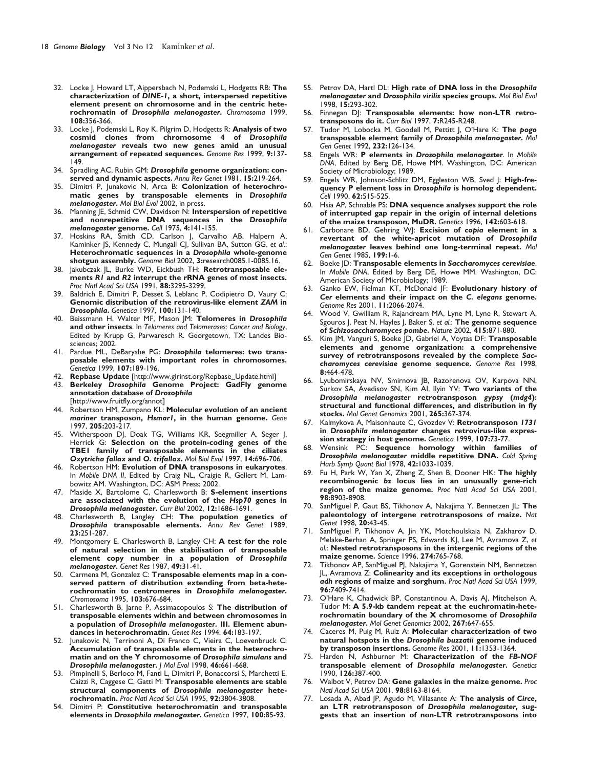32. Locke J, Howard LT, Aippersbach N, Podemski L, Hodgetts RB: **The characterization of *DINE-1*, a short, interspersed repetitive element present on chromosome and in the centric heterochromatin of *Drosophila melanogaster*.** *Chromosoma* 1999, **108:**356-366.
33. Locke J, Podemski L, Roy K, Pilgrim D, Hodgetts R: **Analysis of two cosmid clones from chromosome 4 of *Drosophila melanogaster* reveals two new genes amid an unusual arrangement of repeated sequences.** *Genome Res* 1999, **9:**137-149.
34. Spradling AC, Rubin GM: ***Drosophila* genome organization: conserved and dynamic aspects.** *Annu Rev Genet* 1981, **15:**219-264.
35. Dimitri P, Junakovic N, Arca B: **Colonization of heterochromatic genes by transposable elements in *Drosophila melanogaster*.** *Mol Biol Evol* 2002, in press.
36. Manning JE, Schmid CW, Davidson N: **Interspersion of repetitive and nonrepetitive DNA sequences in the *Drosophila melanogaster* genome.** *Cell* 1975, **4:**141-155.
37. Hoskins RA, Smith CD, Carlson J, Carvalho AB, Halpern A, Kaminker JS, Kennedy C, Mungall CJ, Sullivan BA, Sutton GG, *et al.*: **Heterochromatic sequences in a *Drosophila* whole-genome shotgun assembly.** *Genome Biol* 2002, **3:**research0085.1-0085.16.
38. Jakubczak JL, Burke WD, Eickbush TH: **Retrotransposable elements *R1* and *R2* interrupt the rRNA genes of most insects.** *Proc Natl Acad Sci USA* 1991, **88:**3295-3299.
39. Baldrich E, Dimitri P, Desset S, Leblanc P, Codipietro D, Vaury C: **Genomic distribution of the retrovirus-like element *ZAM* in *Drosophila*.** *Genetica* 1997, **100:**131-140.
40. Beissmann H, Walter MF, Mason JM: **Telomeres in *Drosophila* and other insects**. In *Telomeres and Telomerases: Cancer and Biology*, Edited by Krupp G, Parwaresch R. Georgetown, TX: Landes Biosciences; 2002.
41. Pardue ML, DeBaryshe PG: ***Drosophila* telomeres: two transposable elements with important roles in chromosomes.** *Genetica* 1999, **107:**189-196.
42. **Repbase Update** [http://www.girinst.org/Repbase_Update.html]
43. **Berkeley *Drosophila* Genome Project: GadFly genome annotation database of *Drosophila*** [http://www.fruitfly.org/annot]
44. Robertson HM, Zumpano KL: **Molecular evolution of an ancient *mariner* transposon, *Hsmar1*, in the human genome.** *Gene* 1997, **205:**203-217.
45. Witherspoon DJ, Doak TG, Williams KR, Seegmiller A, Seger J, Herrick G: **Selection on the protein-coding genes of the TBE1 family of transposable elements in the ciliates *Oxytricha fallax* and *O. trifallax*.** *Mol Biol Evol* 1997, **14:**696-706.
46. Robertson HM: **Evolution of DNA transposons in eukaryotes**. In *Mobile DNA II*, Edited by Craig NL, Craigie R, Gellert M, Lambowitz AM. Washington, DC: ASM Press; 2002.
47. Maside X, Bartolome C, Charlesworth B: **S-element insertions are associated with the evolution of the *Hsp70* genes in *Drosophila melanogaster*.** *Curr Biol* 2002, **12:**1686-1691.
48. Charlesworth B, Langley CH: **The population genetics of *Drosophila* transposable elements.** *Annu Rev Genet* 1989, **23:**251-287.
49. Montgomery E, Charlesworth B, Langley CH: **A test for the role of natural selection in the stabilisation of transposable element copy number in a population of *Drosophila melanogaster*.** *Genet Res* 1987, **49:**31-41.
50. Carmena M, Gonzalez C: **Transposable elements map in a conserved pattern of distribution extending from beta-heterochromatin to centromeres in *Drosophila melanogaster*.** *Chromosoma* 1995, **103:**676-684.
51. Charlesworth B, Jarne P, Assimacopoulos S: **The distribution of transposable elements within and between chromosomes in a population of *Drosophila melanogaster*. III. Element abundances in heterochromatin.** *Genet Res* 1994, **64:**183-197.
52. Junakovic N, Terrinoni A, Di Franco C, Vieira C, Loevenbruck C: **Accumulation of transposable elements in the heterochromatin and on the Y chromosome of *Drosophila simulans* and *Drosophila melanogaster*.** *J Mol Evol* 1998, **46:**661-668.
53. Pimpinelli S, Berloco M, Fanti L, Dimitri P, Bonaccorsi S, Marchetti E, Caizzi R, Caggese C, Gatti M: **Transposable elements are stable structural components of *Drosophila melanogaster* heterochromatin.** *Proc Natl Acad Sci USA* 1995, **92:**3804-3808.
54. Dimitri P: **Constitutive heterochromatin and transposable elements in *Drosophila melanogaster*.** *Genetica* 1997, **100:**85-93.
55. Petrov DA, Hartl DL: **High rate of DNA loss in the *Drosophila melanogaster* and *Drosophila virilis* species groups.** *Mol Biol Evol* 1998, **15:**293-302.
56. Finnegan DJ: **Transposable elements: how non-LTR retrotransposons do it.** *Curr Biol* 1997, **7:**R245-R248.
57. Tudor M, Lobocka M, Goodell M, Pettitt J, O'Hare K: **The *pogo* transposable element family of *Drosophila melanogaster*.** *Mol Gen Genet* 1992, **232:**126-134.
58. Engels WR: **P elements in *Drosophila melanogaster***. In *Mobile DNA*, Edited by Berg DE, Howe MM. Washington, DC: American Society of Microbiology; 1989.
59. Engels WR, Johnson-Schlitz DM, Eggleston WB, Sved J: **High-frequency P element loss in *Drosophila* is homolog dependent.** *Cell* 1990, **62:**515-525.
60. Hsia AP, Schnable PS: **DNA sequence analyses support the role of interrupted gap repair in the origin of internal deletions of the maize transposon, MuDR.** *Genetics* 1996, **142:**603-618.
61. Carbonare BD, Gehring WJ: **Excision of *copia* element in a revertant of the white-apricot mutation of *Drosophila melanogaster* leaves behind one long-terminal repeat.** *Mol Gen Genet* 1985, **199:**1-6.
62. Boeke JD: **Transposable elements in *Saccharomyces cerevisiae***. In *Mobile DNA*, Edited by Berg DE, Howe MM. Washington, DC: American Society of Microbiology; 1989.
63. Ganko EW, Fielman KT, McDonald JF: **Evolutionary history of *Cer* elements and their impact on the *C. elegans* genome.** *Genome Res* 2001, **11:**2066-2074.
64. Wood V, Gwilliam R, Rajandream MA, Lyne M, Lyne R, Stewart A, Sgouros J, Peat N, Hayles J, Baker S, *et al.*: **The genome sequence of *Schizosaccharomyces pombe*.** *Nature* 2002, **415:**871-880.
65. Kim JM, Vanguri S, Boeke JD, Gabriel A, Voytas DF: **Transposable elements and genome organization: a comprehensive survey of retrotransposons revealed by the complete *Saccharomyces cerevisiae* genome sequence.** *Genome Res* 1998, **8:**464-478.
66. Lyubomirskaya NV, Smirnova JB, Razorenova OV, Karpova NN, Surkov SA, Avedisov SN, Kim AI, Ilyin YV: **Two variants of the *Drosophila melanogaster* retrotransposon *gypsy* (*mdg4*): structural and functional differences, and distribution in fly stocks.** *Mol Genet Genomics* 2001, **265:**367-374.
67. Kalmykova A, Maisonhaute C, Gvozdev V: **Retrotransposon *1731* in *Drosophila melanogaster* changes retrovirus-like expression strategy in host genome.** *Genetica* 1999, **107:**73-77.
68. Wensink PC: **Sequence homology within families of *Drosophila melanogaster* middle repetitive DNA.** *Cold Spring Harb Symp Quant Biol* 1978, **42:**1033-1039.
69. Fu H, Park W, Yan X, Zheng Z, Shen B, Dooner HK: **The highly recombinogenic *bz* locus lies in an unusually gene-rich region of the maize genome.** *Proc Natl Acad Sci USA* 2001, **98:**8903-8908.
70. SanMiguel P, Gaut BS, Tikhonov A, Nakajima Y, Bennetzen JL: **The paleontology of intergene retrotransposons of maize.** *Nat Genet* 1998, **20:**43-45.
71. SanMiguel P, Tikhonov A, Jin YK, Motchoulskaia N, Zakharov D, Melake-Berhan A, Springer PS, Edwards KJ, Lee M, Avramova Z, *et al.*: **Nested retrotransposons in the intergenic regions of the maize genome.** *Science* 1996, **274:**765-768.
72. Tikhonov AP, SanMiguel PJ, Nakajima Y, Gorenstein NM, Bennetzen JL, Avramova Z: **Colinearity and its exceptions in orthologous *adh* regions of maize and sorghum.** *Proc Natl Acad Sci USA* 1999, **96:**7409-7414.
73. O'Hare K, Chadwick BP, Constantinou A, Davis AJ, Mitchelson A, Tudor M: **A 5.9-kb tandem repeat at the euchromatin-heterochromatin boundary of the X chromosome of *Drosophila melanogaster*.** *Mol Genet Genomics* 2002, **267:**647-655.
74. Caceres M, Puig M, Ruiz A: **Molecular characterization of two natural hotspots in the *Drosophila buzzatii* genome induced by transposon insertions.** *Genome Res* 2001, **11:**1353-1364.
75. Harden N, Ashburner M: **Characterization of the *FB-NOF* transposable element of *Drosophila melanogaster*.** *Genetics* 1990, **126:**387-400.
76. Walbot V, Petrov DA: **Gene galaxies in the maize genome.** *Proc Natl Acad Sci USA* 2001, **98:**8163-8164.
77. Losada A, Abad JP, Agudo M, Villasante A: **The analysis of *Circe*, an LTR retrotransposon of *Drosophila melanogaster*, suggests that an insertion of non-LTR retrotransposons into**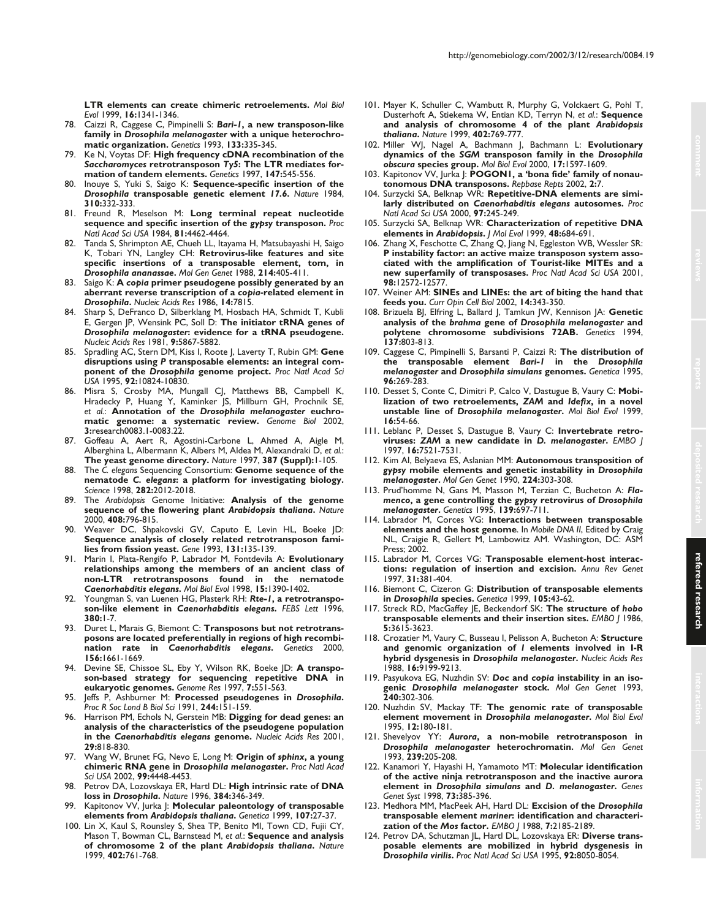**LTR elements can create chimeric retroelements.** *Mol Biol Evol* 1999, **16:**1341-1346.

78. Caizzi R, Caggese C, Pimpinelli S: ***Bari-1*, a new transposon-like family in *Drosophila melanogaster* with a unique heterochromatic organization.** *Genetics* 1993, **133:**335-345.
79. Ke N, Voytas DF: **High frequency cDNA recombination of the *Saccharomyces* retrotransposon *Ty5*: The LTR mediates formation of tandem elements.** *Genetics* 1997, **147:**545-556.
80. Inouye S, Yuki S, Saigo K: **Sequence-specific insertion of the *Drosophila* transposable genetic element *17.6*.** *Nature* 1984, **310:**332-333.
81. Freund R, Meselson M: **Long terminal repeat nucleotide sequence and specific insertion of the *gypsy* transposon.** *Proc Natl Acad Sci USA* 1984, **81:**4462-4464.
82. Tanda S, Shrimpton AE, Chueh LL, Itayama H, Matsubayashi H, Saigo K, Tobari YN, Langley CH: **Retrovirus-like features and site specific insertions of a transposable element, tom, in *Drosophila ananassae*.** *Mol Gen Genet* 1988, **214:**405-411.
83. Saigo K: **A *copia* primer pseudogene possibly generated by an aberrant reverse transcription of a *copia*-related element in *Drosophila*.** *Nucleic Acids Res* 1986, **14:**7815.
84. Sharp S, DeFranco D, Silberklang M, Hosbach HA, Schmidt T, Kubli E, Gergen JP, Wensink PC, Soll D: **The initiator tRNA genes of *Drosophila melanogaster*: evidence for a tRNA pseudogene.** *Nucleic Acids Res* 1981, **9:**5867-5882.
85. Spradling AC, Stern DM, Kiss I, Roote J, Laverty T, Rubin GM: **Gene disruptions using *P* transposable elements: an integral component of the *Drosophila* genome project.** *Proc Natl Acad Sci USA* 1995, **92:**10824-10830.
86. Misra S, Crosby MA, Mungall CJ, Matthews BB, Campbell K, Hradecky P, Huang Y, Kaminker JS, Millburn GH, Prochnik SE, *et al.*: **Annotation of the *Drosophila melanogaster* euchromatic genome: a systematic review.** *Genome Biol* 2002, **3:**research0083.1-0083.22.
87. Goffeau A, Aert R, Agostini-Carbone L, Ahmed A, Aigle M, Alberghina L, Albermann K, Albers M, Aldea M, Alexandraki D, *et al.*: **The yeast genome directory.** *Nature* 1997, **387 (Suppl):**1-105.
88. The *C. elegans* Sequencing Consortium: **Genome sequence of the nematode *C. elegans*: a platform for investigating biology.** *Science* 1998, **282:**2012-2018.
89. The *Arabidopsis* Genome Initiative: **Analysis of the genome sequence of the flowering plant *Arabidopsis thaliana*.** *Nature* 2000, **408:**796-815.
90. Weaver DC, Shpakovski GV, Caputo E, Levin HL, Boeke JD: **Sequence analysis of closely related retrotransposon families from fission yeast.** *Gene* 1993, **131:**135-139.
91. Marin I, Plata-Rengifo P, Labrador M, Fontdevila A: **Evolutionary relationships among the members of an ancient class of non-LTR retrotransposons found in the nematode *Caenorhabditis elegans*.** *Mol Biol Evol* 1998, **15:**1390-1402.
92. Youngman S, van Luenen HG, Plasterk RH: ***Rte-1*, a retrotransposon-like element in *Caenorhabditis elegans*.** *FEBS Lett* 1996, **380:**1-7.
93. Duret L, Marais G, Biemont C: **Transposons but not retrotransposons are located preferentially in regions of high recombination rate in *Caenorhabditis elegans*.** *Genetics* 2000, **156:**1661-1669.
94. Devine SE, Chissoe SL, Eby Y, Wilson RK, Boeke JD: **A transposon-based strategy for sequencing repetitive DNA in eukaryotic genomes.** *Genome Res* 1997, **7:**551-563.
95. Jeffs P, Ashburner M: **Processed pseudogenes in *Drosophila*.** *Proc R Soc Lond B Biol Sci* 1991, **244:**151-159.
96. Harrison PM, Echols N, Gerstein MB: **Digging for dead genes: an analysis of the characteristics of the pseudogene population in the *Caenorhabditis elegans* genome.** *Nucleic Acids Res* 2001, **29:**818-830.
97. Wang W, Brunet FG, Nevo E, Long M: **Origin of *sphinx*, a young chimeric RNA gene in *Drosophila melanogaster*.** *Proc Natl Acad Sci USA* 2002, **99:**4448-4453.
98. Petrov DA, Lozovskaya ER, Hartl DL: **High intrinsic rate of DNA loss in *Drosophila*.** *Nature* 1996, **384:**346-349.
99. Kapitonov VV, Jurka J: **Molecular paleontology of transposable elements from *Arabidopsis thaliana*.** *Genetica* 1999, **107:**27-37.
100. Lin X, Kaul S, Rounsley S, Shea TP, Benito MI, Town CD, Fujii CY, Mason T, Bowman CL, Barnstead M, *et al.*: **Sequence and analysis of chromosome 2 of the plant *Arabidopsis thaliana*.** *Nature* 1999, **402:**761-768.
101. Mayer K, Schuller C, Wambutt R, Murphy G, Volckaert G, Pohl T, Dusterhoft A, Stiekema W, Entian KD, Terryn N, *et al.*: **Sequence and analysis of chromosome 4 of the plant *Arabidopsis thaliana*.** *Nature* 1999, **402:**769-777.
102. Miller WJ, Nagel A, Bachmann J, Bachmann L: **Evolutionary dynamics of the *SGM* transposon family in the *Drosophila obscura* species group.** *Mol Biol Evol* 2000, **17:**1597-1609.
103. Kapitonov VV, Jurka J: **POGON1, a 'bona fide' family of nonautonomous DNA transposons.** *Repbase Repts* 2002, **2:**7.
104. Surzycki SA, Belknap WR: **Repetitive-DNA elements are similarly distributed on *Caenorhabditis elegans* autosomes.** *Proc Natl Acad Sci USA* 2000, **97:**245-249.
105. Surzycki SA, Belknap WR: **Characterization of repetitive DNA elements in *Arabidopsis*.** *J Mol Evol* 1999, **48:**684-691.
106. Zhang X, Feschotte C, Zhang Q, Jiang N, Eggleston WB, Wessler SR: **P instability factor: an active maize transposon system associated with the amplification of Tourist-like MITEs and a new superfamily of transposases.** *Proc Natl Acad Sci USA* 2001, **98:**12572-12577.
107. Weiner AM: **SINEs and LINEs: the art of biting the hand that feeds you.** *Curr Opin Cell Biol* 2002, **14:**343-350.
108. Brizuela BJ, Elfring L, Ballard J, Tamkun JW, Kennison JA: **Genetic analysis of the *brahma* gene of *Drosophila melanogaster* and polytene chromosome subdivisions 72AB.** *Genetics* 1994, **137:**803-813.
109. Caggese C, Pimpinelli S, Barsanti P, Caizzi R: **The distribution of the transposable element *Bari-1* in the *Drosophila melanogaster* and *Drosophila simulans* genomes.** *Genetica* 1995, **96:**269-283.
110. Desset S, Conte C, Dimitri P, Calco V, Dastugue B, Vaury C: **Mobilization of two retroelements, *ZAM* and *Idefix*, in a novel unstable line of *Drosophila melanogaster*.** *Mol Biol Evol* 1999, **16:**54-66.
111. Leblanc P, Desset S, Dastugue B, Vaury C: **Invertebrate retroviruses: *ZAM* a new candidate in *D. melanogaster*.** *EMBO J* 1997, **16:**7521-7531.
112. Kim AI, Belyaeva ES, Aslanian MM: **Autonomous transposition of *gypsy* mobile elements and genetic instability in *Drosophila melanogaster*.** *Mol Gen Genet* 1990, **224:**303-308.
113. Prud'homme N, Gans M, Masson M, Terzian C, Bucheton A: ***Flamenco*, a gene controlling the *gypsy* retrovirus of *Drosophila melanogaster*.** *Genetics* 1995, **139:**697-711.
114. Labrador M, Corces VG: **Interactions between transposable elements and the host genome**. In *Mobile DNA II*, Edited by Craig NL, Craigie R, Gellert M, Lambowitz AM. Washington, DC: ASM Press; 2002.
115. Labrador M, Corces VG: **Transposable element-host interactions: regulation of insertion and excision.** *Annu Rev Genet* 1997, **31:**381-404.
116. Biemont C, Cizeron G: **Distribution of transposable elements in *Drosophila* species.** *Genetica* 1999, **105:**43-62.
117. Streck RD, MacGaffey JE, Beckendorf SK: **The structure of *hobo* transposable elements and their insertion sites.** *EMBO J* 1986, **5:**3615-3623.
118. Crozatier M, Vaury C, Busseau I, Pelisson A, Bucheton A: **Structure and genomic organization of *I* elements involved in I-R hybrid dysgenesis in *Drosophila melanogaster*.** *Nucleic Acids Res* 1988, **16:**9199-9213.
119. Pasyukova EG, Nuzhdin SV: ***Doc* and *copia* instability in an isogenic *Drosophila melanogaster* stock.** *Mol Gen Genet* 1993, **240:**302-306.
120. Nuzhdin SV, Mackay TF: **The genomic rate of transposable element movement in *Drosophila melanogaster*.** *Mol Biol Evol* 1995, **12:**180-181.
121. Shevelyov YY: ***Aurora*, a non-mobile retrotransposon in *Drosophila melanogaster* heterochromatin.** *Mol Gen Genet* 1993, **239:**205-208.
122. Kanamori Y, Hayashi H, Yamamoto MT: **Molecular identification of the active ninja retrotransposon and the inactive aurora element in *Drosophila simulans* and *D. melanogaster*.** *Genes Genet Syst* 1998, **73:**385-396.
123. Medhora MM, MacPeek AH, Hartl DL: **Excision of the *Drosophila* transposable element *mariner*: identification and characterization of the Mos factor.** *EMBO J* 1988, **7:**2185-2189.
124. Petrov DA, Schutzman JL, Hartl DL, Lozovskaya ER: **Diverse transposable elements are mobilized in hybrid dysgenesis in *Drosophila virilis*.** *Proc Natl Acad Sci USA* 1995, **92:**8050-8054.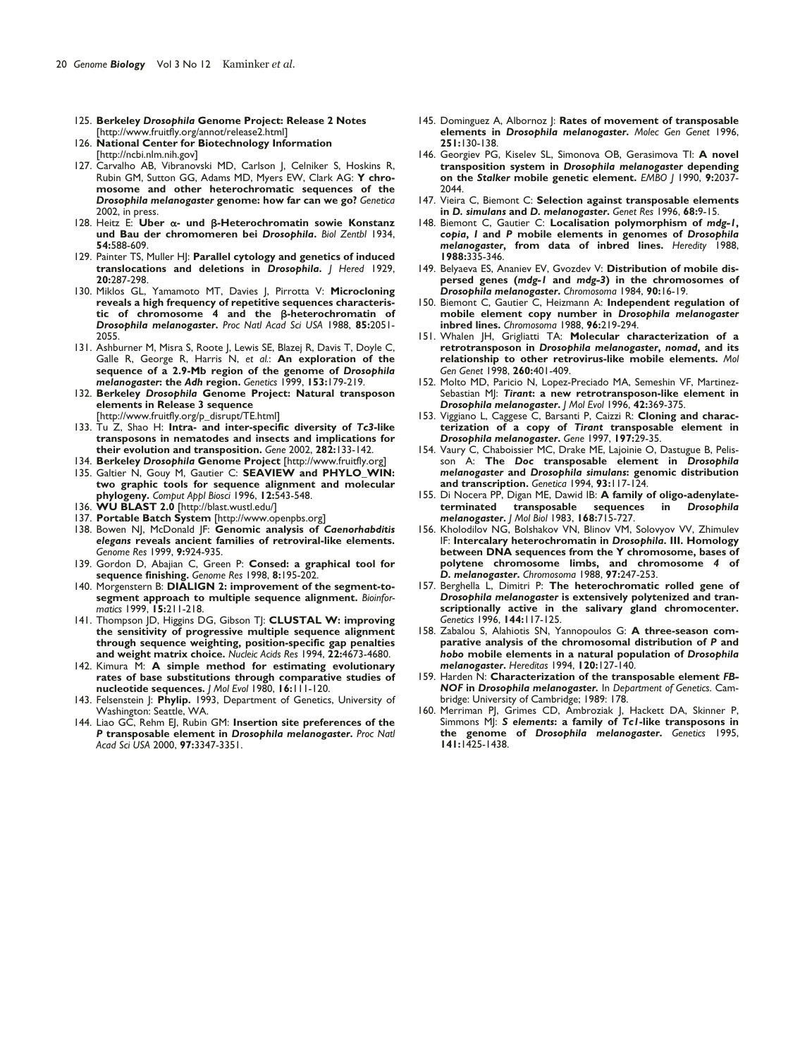125. **Berkeley *Drosophila* Genome Project: Release 2 Notes** [http://www.fruitfly.org/annot/release2.html]
126. **National Center for Biotechnology Information** [http://ncbi.nlm.nih.gov]
127. Carvalho AB, Vibranovski MD, Carlson J, Celniker S, Hoskins R, Rubin GM, Sutton GG, Adams MD, Myers EW, Clark AG: **Y chromosome and other heterochromatic sequences of the *Drosophila melanogaster* genome: how far can we go?** *Genetica* 2002, in press.
128. Heitz E: **Uber α- und β-Heterochromatin sowie Konstanz und Bau der chromomeren bei *Drosophila*.** *Biol Zentbl* 1934, **54:**588-609.
129. Painter TS, Muller HJ: **Parallel cytology and genetics of induced translocations and deletions in *Drosophila*.** *J Hered* 1929, **20:**287-298.
130. Miklos GL, Yamamoto MT, Davies J, Pirrotta V: **Microcloning reveals a high frequency of repetitive sequences characteristic of chromosome 4 and the β-heterochromatin of *Drosophila melanogaster*.** *Proc Natl Acad Sci USA* 1988, **85:**2051-2055.
131. Ashburner M, Misra S, Roote J, Lewis SE, Blazej R, Davis T, Doyle C, Galle R, George R, Harris N, *et al.*: **An exploration of the sequence of a 2.9-Mb region of the genome of *Drosophila melanogaster*: the *Adh* region.** *Genetics* 1999, **153:**179-219.
132. **Berkeley *Drosophila* Genome Project: Natural transposon elements in Release 3 sequence** [http://www.fruitfly.org/p_disrupt/TE.html]
133. Tu Z, Shao H: **Intra- and inter-specific diversity of *Tc3*-like transposons in nematodes and insects and implications for their evolution and transposition.** *Gene* 2002, **282:**133-142.
134. **Berkeley *Drosophila* Genome Project** [http://www.fruitfly.org]
135. Galtier N, Gouy M, Gautier C: **SEAVIEW and PHYLO_WIN: two graphic tools for sequence alignment and molecular phylogeny.** *Comput Appl Biosci* 1996, **12:**543-548.
136. **WU BLAST 2.0** [http://blast.wustl.edu/]
137. **Portable Batch System** [http://www.openpbs.org]
138. Bowen NJ, McDonald JF: **Genomic analysis of *Caenorhabditis elegans* reveals ancient families of retroviral-like elements.** *Genome Res* 1999, **9:**924-935.
139. Gordon D, Abajian C, Green P: **Consed: a graphical tool for sequence finishing.** *Genome Res* 1998, **8:**195-202.
140. Morgenstern B: **DIALIGN 2: improvement of the segment-to-segment approach to multiple sequence alignment.** *Bioinformatics* 1999, **15:**211-218.
141. Thompson JD, Higgins DG, Gibson TJ: **CLUSTAL W: improving the sensitivity of progressive multiple sequence alignment through sequence weighting, position-specific gap penalties and weight matrix choice.** *Nucleic Acids Res* 1994, **22:**4673-4680.
142. Kimura M: **A simple method for estimating evolutionary rates of base substitutions through comparative studies of nucleotide sequences.** *J Mol Evol* 1980, **16:**111-120.
143. Felsenstein J: **Phylip.** 1993, Department of Genetics, University of Washington: Seattle, WA.
144. Liao GC, Rehm EJ, Rubin GM: **Insertion site preferences of the *P* transposable element in *Drosophila melanogaster*.** *Proc Natl Acad Sci USA* 2000, **97:**3347-3351.
145. Dominguez A, Albornoz J: **Rates of movement of transposable elements in *Drosophila melanogaster*.** *Molec Gen Genet* 1996, **251:**130-138.
146. Georgiev PG, Kiselev SL, Simonova OB, Gerasimova TI: **A novel transposition system in *Drosophila melanogaster* depending on the *Stalker* mobile genetic element.** *EMBO J* 1990, **9:**2037-2044.
147. Vieira C, Biemont C: **Selection against transposable elements in *D. simulans* and *D. melanogaster*.** *Genet Res* 1996, **68:**9-15.
148. Biemont C, Gautier C: **Localisation polymorphism of *mdg-1*, *copia*, *I* and *P* mobile elements in genomes of *Drosophila melanogaster*, from data of inbred lines.** *Heredity* 1988, **1988:**335-346.
149. Belyaeva ES, Ananiev EV, Gvozdev V: **Distribution of mobile dispersed genes (*mdg-1* and *mdg-3*) in the chromosomes of *Drosophila melanogaster*.** *Chromosoma* 1984, **90:**16-19.
150. Biemont C, Gautier C, Heizmann A: **Independent regulation of mobile element copy number in *Drosophila melanogaster* inbred lines.** *Chromosoma* 1988, **96:**219-294.
151. Whalen JH, Grigliatti TA: **Molecular characterization of a retrotransposon in *Drosophila melanogaster*, *nomad*, and its relationship to other retrovirus-like mobile elements.** *Mol Gen Genet* 1998, **260:**401-409.
152. Molto MD, Paricio N, Lopez-Preciado MA, Semeshin VF, Martinez-Sebastian MJ: ***Tirant*: a new retrotransposon-like element in *Drosophila melanogaster*.** *J Mol Evol* 1996, **42:**369-375.
153. Viggiano L, Caggese C, Barsanti P, Caizzi R: **Cloning and characterization of a copy of *Tirant* transposable element in *Drosophila melanogaster*.** *Gene* 1997, **197:**29-35.
154. Vaury C, Chaboissier MC, Drake ME, Lajoinie O, Dastugue B, Pelisson A: **The *Doc* transposable element in *Drosophila melanogaster* and *Drosophila simulans*: genomic distribution and transcription.** *Genetica* 1994, **93:**117-124.
155. Di Nocera PP, Digan ME, Dawid IB: **A family of oligo-adenylate-terminated transposable sequences in *Drosophila melanogaster*.** *J Mol Biol* 1983, **168:**715-727.
156. Kholodilov NG, Bolshakov VN, Blinov VM, Solovyov VV, Zhimulev IF: **Intercalary heterochromatin in *Drosophila*. III. Homology between DNA sequences from the Y chromosome, bases of polytene chromosome limbs, and chromosome *4* of *D. melanogaster*.** *Chromosoma* 1988, **97:**247-253.
157. Berghella L, Dimitri P: **The heterochromatic rolled gene of *Drosophila melanogaster* is extensively polytenized and transcriptionally active in the salivary gland chromocenter.** *Genetics* 1996, **144:**117-125.
158. Zabalou S, Alahiotis SN, Yannopoulos G: **A three-season comparative analysis of the chromosomal distribution of *P* and *hobo* mobile elements in a natural population of *Drosophila melanogaster*.** *Hereditas* 1994, **120:**127-140.
159. Harden N: **Characterization of the transposable element *FB-NOF* in *Drosophila melanogaster*.** In *Department of Genetics*. Cambridge: University of Cambridge; 1989: 178.
160. Merriman PJ, Grimes CD, Ambroziak J, Hackett DA, Skinner P, Simmons MJ: ***S elements*: a family of *Tc1*-like transposons in the genome of *Drosophila melanogaster*.** *Genetics* 1995, **141:**1425-1438.